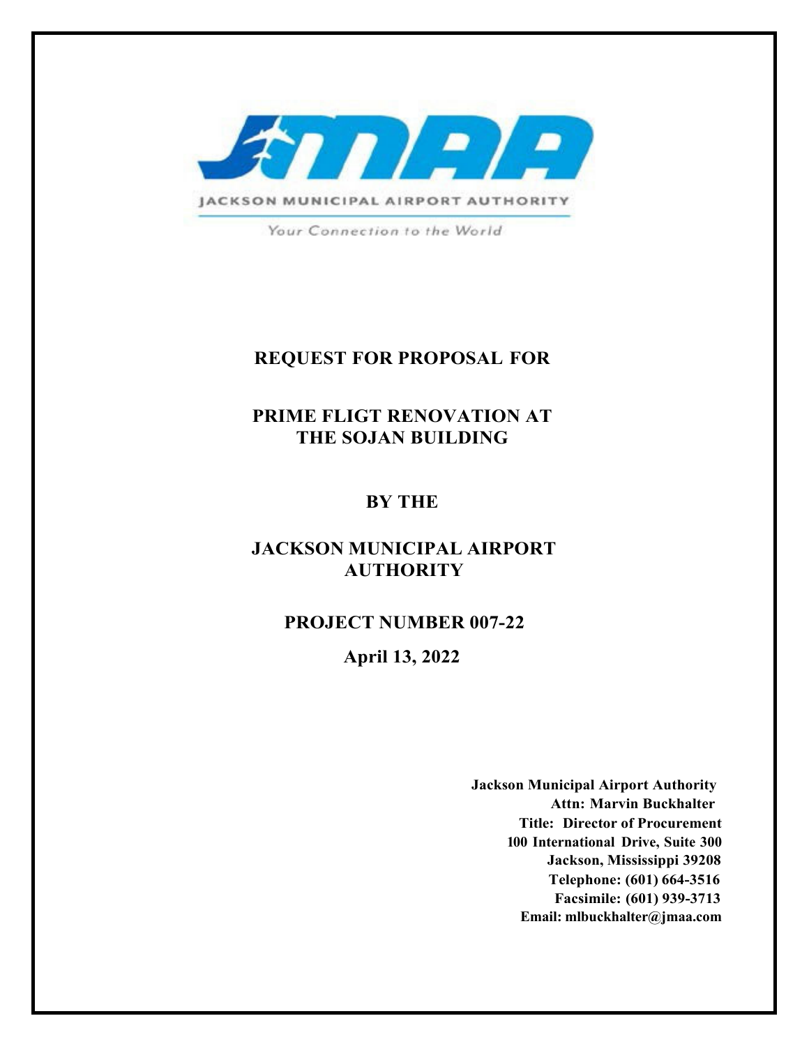JACKSON MUNICIPAL AIRPORT AUTHORITY

*Your Connection to the World*

# REQUEST FOR PROPOSAL FOR

# PRIME FLIGT RENOVATION AT THE SOJAN BUILDING

# BY THE

# JACKSON MUNICIPAL AIRPORT AUTHORITY

## PROJECT NUMBER 007-22

## April 13, 2022

**Jackson Municipal Airport Authority**
**Attn: Marvin Buckhalter**
**Title: Director of Procurement**
**100 International Drive, Suite 300**
**Jackson, Mississippi 39208**
**Telephone: (601) 664-3516**
**Facsimile: (601) 939-3713**
**Email: mlbuckhalter@jmaa.com**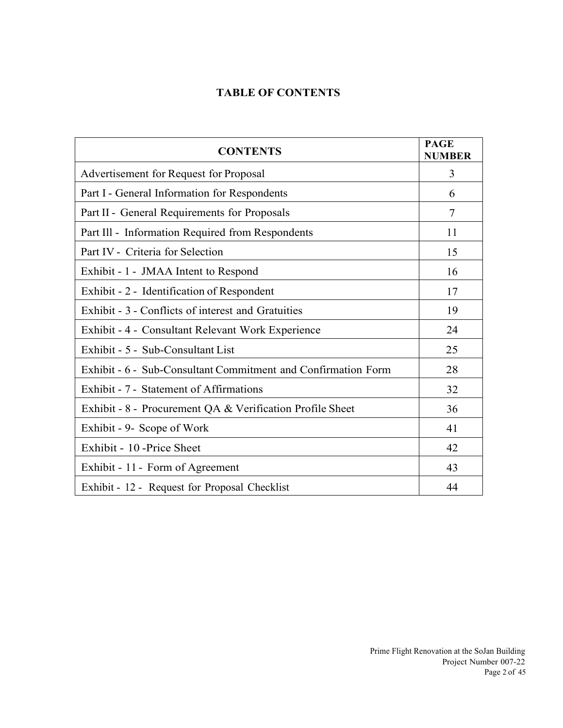# TABLE OF CONTENTS

| CONTENTS | PAGE NUMBER |
|---|---|
| Advertisement for Request for Proposal | 3 |
| Part I - General Information for Respondents | 6 |
| Part II - General Requirements for Proposals | 7 |
| Part Ill - Information Required from Respondents | 11 |
| Part IV - Criteria for Selection | 15 |
| Exhibit - 1 - JMAA Intent to Respond | 16 |
| Exhibit - 2 - Identification of Respondent | 17 |
| Exhibit - 3 - Conflicts of interest and Gratuities | 19 |
| Exhibit - 4 - Consultant Relevant Work Experience | 24 |
| Exhibit - 5 - Sub-Consultant List | 25 |
| Exhibit - 6 - Sub-Consultant Commitment and Confirmation Form | 28 |
| Exhibit - 7 - Statement of Affirmations | 32 |
| Exhibit - 8 - Procurement QA & Verification Profile Sheet | 36 |
| Exhibit - 9- Scope of Work | 41 |
| Exhibit - 10 -Price Sheet | 42 |
| Exhibit - 11 - Form of Agreement | 43 |
| Exhibit - 12 - Request for Proposal Checklist | 44 |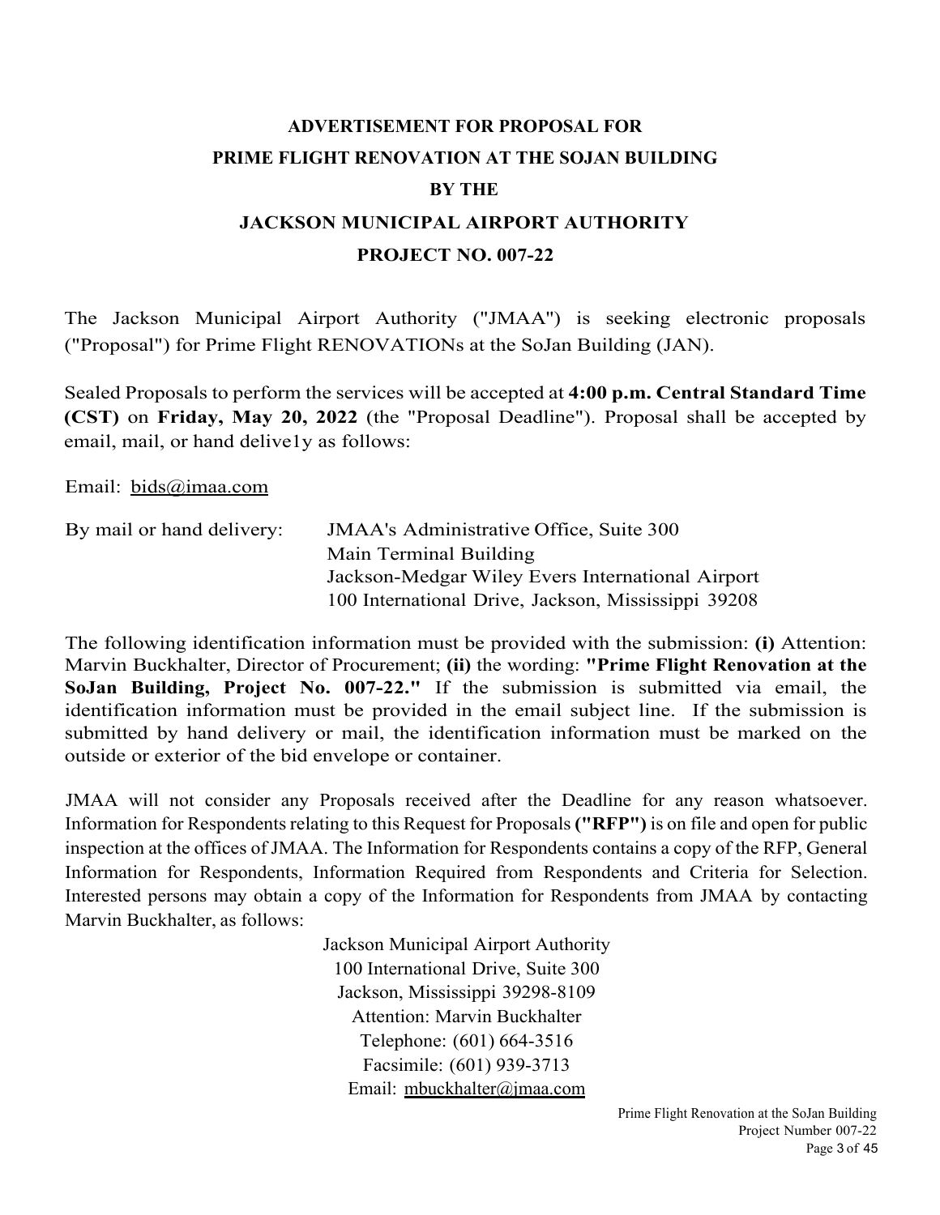# ADVERTISEMENT FOR PROPOSAL FOR PRIME FLIGHT RENOVATION AT THE SOJAN BUILDING BY THE JACKSON MUNICIPAL AIRPORT AUTHORITY PROJECT NO. 007-22

The Jackson Municipal Airport Authority ("JMAA") is seeking electronic proposals ("Proposal") for Prime Flight RENOVATIONs at the SoJan Building (JAN).

Sealed Proposals to perform the services will be accepted at **4:00 p.m. Central Standard Time (CST)** on **Friday, May 20, 2022** (the "Proposal Deadline"). Proposal shall be accepted by email, mail, or hand delive1y as follows:

Email: bids@imaa.com

By mail or hand delivery:
JMAA's Administrative Office, Suite 300
Main Terminal Building
Jackson-Medgar Wiley Evers International Airport
100 International Drive, Jackson, Mississippi 39208

The following identification information must be provided with the submission: **(i)** Attention: Marvin Buckhalter, Director of Procurement; **(ii)** the wording: **"Prime Flight Renovation at the SoJan Building, Project No. 007-22."** If the submission is submitted via email, the identification information must be provided in the email subject line. If the submission is submitted by hand delivery or mail, the identification information must be marked on the outside or exterior of the bid envelope or container.

JMAA will not consider any Proposals received after the Deadline for any reason whatsoever. Information for Respondents relating to this Request for Proposals **("RFP")** is on file and open for public inspection at the offices of JMAA. The Information for Respondents contains a copy of the RFP, General Information for Respondents, Information Required from Respondents and Criteria for Selection. Interested persons may obtain a copy of the Information for Respondents from JMAA by contacting Marvin Buckhalter, as follows:

Jackson Municipal Airport Authority
100 International Drive, Suite 300
Jackson, Mississippi 39298-8109
Attention: Marvin Buckhalter
Telephone: (601) 664-3516
Facsimile: (601) 939-3713
Email: mbuckhalter@jmaa.com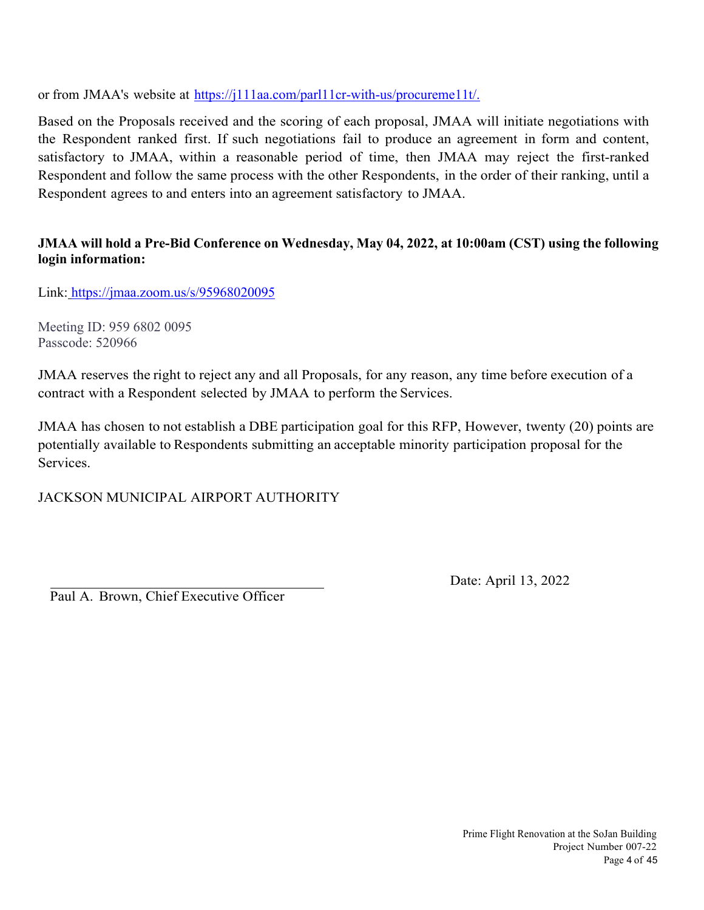or from JMAA's website at https://j111aa.com/parl11cr-with-us/procureme11t/.

Based on the Proposals received and the scoring of each proposal, JMAA will initiate negotiations with the Respondent ranked first. If such negotiations fail to produce an agreement in form and content, satisfactory to JMAA, within a reasonable period of time, then JMAA may reject the first-ranked Respondent and follow the same process with the other Respondents, in the order of their ranking, until a Respondent agrees to and enters into an agreement satisfactory to JMAA.

**JMAA will hold a Pre-Bid Conference on Wednesday, May 04, 2022, at 10:00am (CST) using the following login information:**

Link: https://jmaa.zoom.us/s/95968020095

Meeting ID: 959 6802 0095
Passcode: 520966

JMAA reserves the right to reject any and all Proposals, for any reason, any time before execution of a contract with a Respondent selected by JMAA to perform the Services.

JMAA has chosen to not establish a DBE participation goal for this RFP, However, twenty (20) points are potentially available to Respondents submitting an acceptable minority participation proposal for the Services.

JACKSON MUNICIPAL AIRPORT AUTHORITY

_____________________________________
Paul A. Brown, Chief Executive Officer

Date: April 13, 2022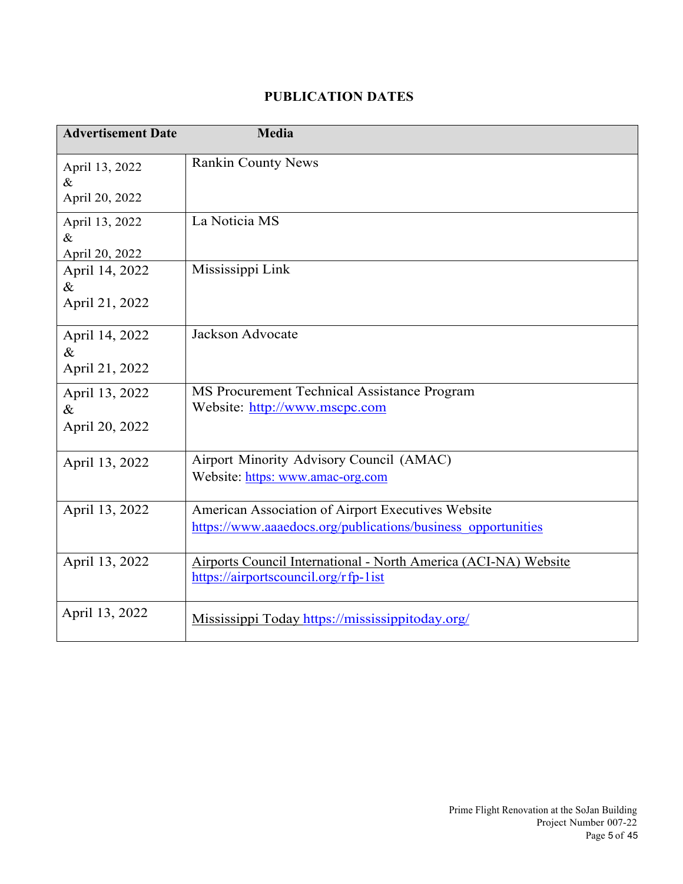## PUBLICATION DATES

| Advertisement Date | Media |
|---|---|
| April 13, 2022 & April 20, 2022 | Rankin County News |
| April 13, 2022 & April 20, 2022 | La Noticia MS |
| April 14, 2022 & April 21, 2022 | Mississippi Link |
| April 14, 2022 & April 21, 2022 | Jackson Advocate |
| April 13, 2022 & April 20, 2022 | MS Procurement Technical Assistance Program Website: http://www.mscpc.com |
| April 13, 2022 | Airport Minority Advisory Council (AMAC) Website: https: www.amac-org.com |
| April 13, 2022 | American Association of Airport Executives Website https://www.aaaedocs.org/publications/business_opportunities |
| April 13, 2022 | Airports Council International - North America (ACI-NA) Website https://airportscouncil.org/rfp-1ist |
| April 13, 2022 | Mississippi Today https://mississippitoday.org/ |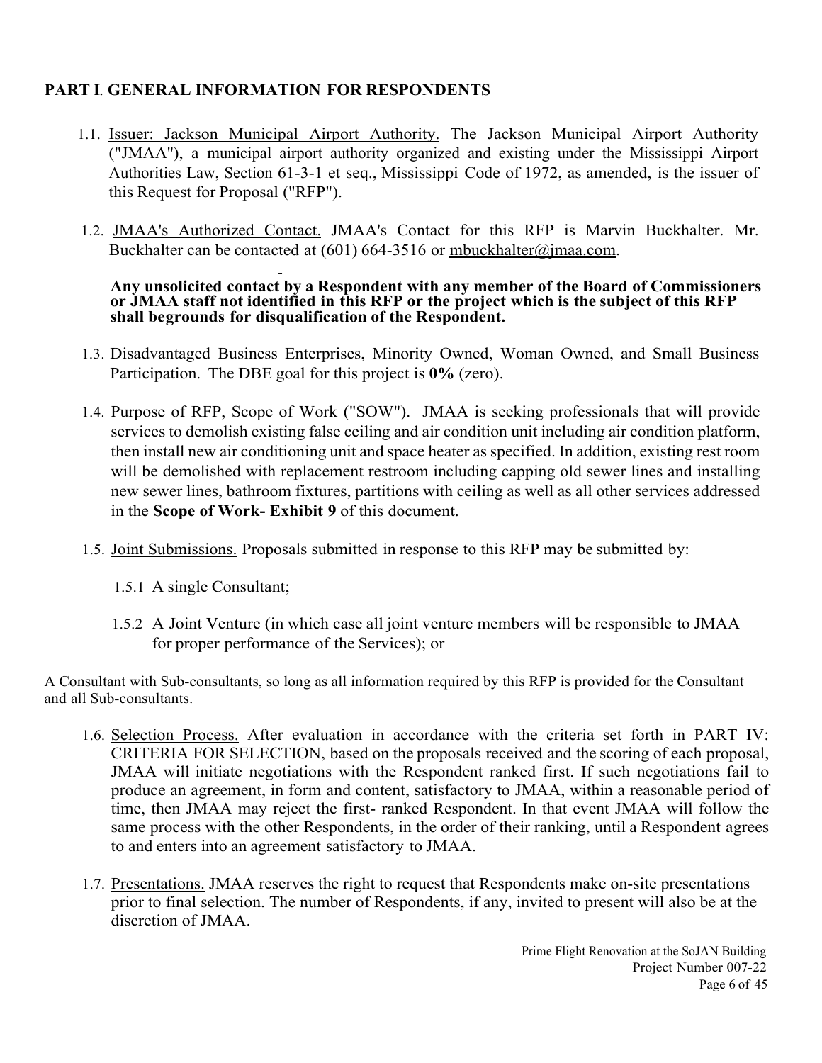## PART I. GENERAL INFORMATION FOR RESPONDENTS

1.1. Issuer: Jackson Municipal Airport Authority. The Jackson Municipal Airport Authority ("JMAA"), a municipal airport authority organized and existing under the Mississippi Airport Authorities Law, Section 61-3-1 et seq., Mississippi Code of 1972, as amended, is the issuer of this Request for Proposal ("RFP").

1.2. JMAA's Authorized Contact. JMAA's Contact for this RFP is Marvin Buckhalter. Mr. Buckhalter can be contacted at (601) 664-3516 or mbuckhalter@jmaa.com.

**Any unsolicited contact by a Respondent with any member of the Board of Commissioners or JMAA staff not identified in this RFP or the project which is the subject of this RFP shall begrounds for disqualification of the Respondent.**

1.3. Disadvantaged Business Enterprises, Minority Owned, Woman Owned, and Small Business Participation. The DBE goal for this project is **0%** (zero).

1.4. Purpose of RFP, Scope of Work ("SOW"). JMAA is seeking professionals that will provide services to demolish existing false ceiling and air condition unit including air condition platform, then install new air conditioning unit and space heater as specified. In addition, existing rest room will be demolished with replacement restroom including capping old sewer lines and installing new sewer lines, bathroom fixtures, partitions with ceiling as well as all other services addressed in the **Scope of Work- Exhibit 9** of this document.

1.5. Joint Submissions. Proposals submitted in response to this RFP may be submitted by:

1.5.1 A single Consultant;

1.5.2 A Joint Venture (in which case all joint venture members will be responsible to JMAA for proper performance of the Services); or

A Consultant with Sub-consultants, so long as all information required by this RFP is provided for the Consultant and all Sub-consultants.

1.6. Selection Process. After evaluation in accordance with the criteria set forth in PART IV: CRITERIA FOR SELECTION, based on the proposals received and the scoring of each proposal, JMAA will initiate negotiations with the Respondent ranked first. If such negotiations fail to produce an agreement, in form and content, satisfactory to JMAA, within a reasonable period of time, then JMAA may reject the first- ranked Respondent. In that event JMAA will follow the same process with the other Respondents, in the order of their ranking, until a Respondent agrees to and enters into an agreement satisfactory to JMAA.

1.7. Presentations. JMAA reserves the right to request that Respondents make on-site presentations prior to final selection. The number of Respondents, if any, invited to present will also be at the discretion of JMAA.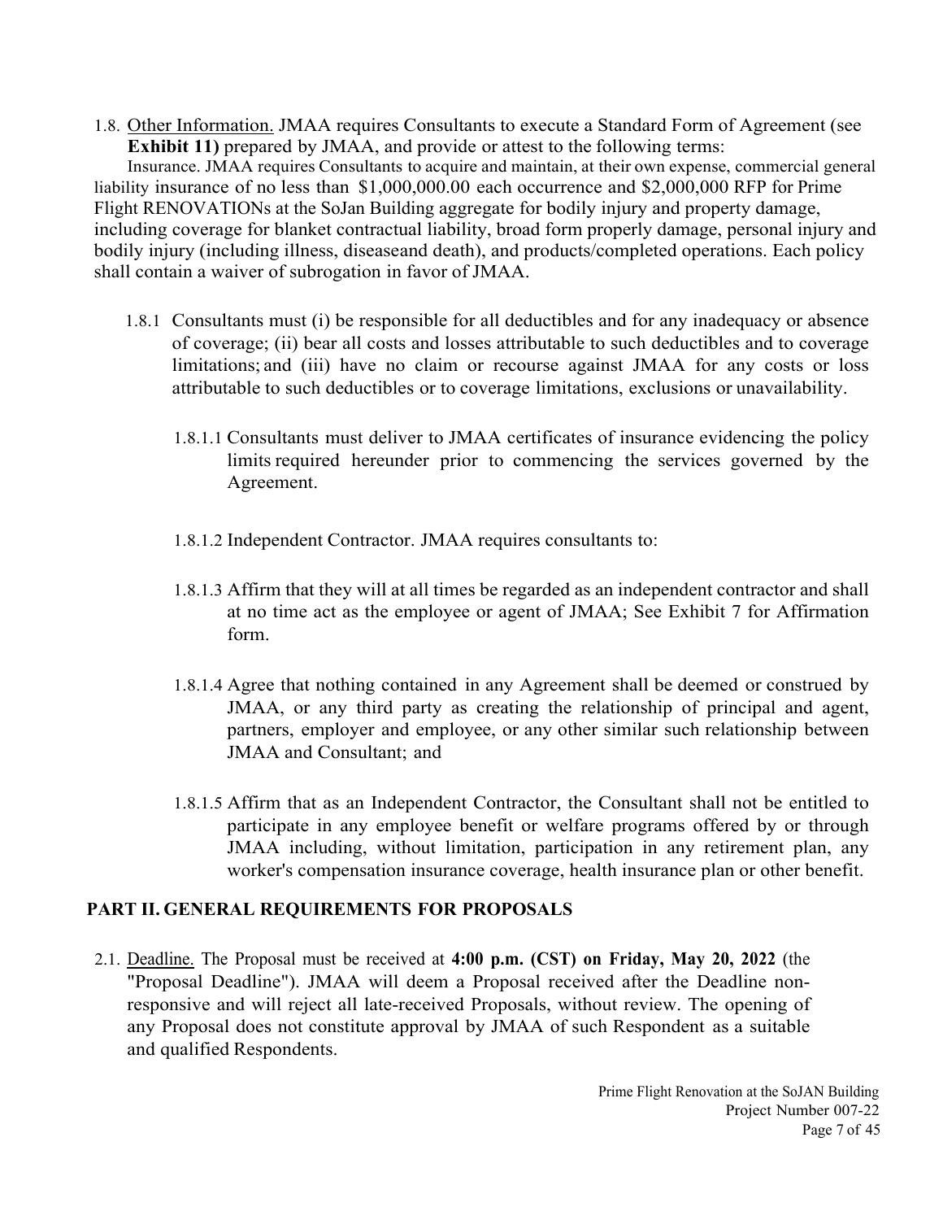1.8. Other Information. JMAA requires Consultants to execute a Standard Form of Agreement (see **Exhibit 11)** prepared by JMAA, and provide or attest to the following terms:

Insurance. JMAA requires Consultants to acquire and maintain, at their own expense, commercial general liability insurance of no less than $1,000,000.00 each occurrence and $2,000,000 RFP for Prime Flight RENOVATIONs at the SoJan Building aggregate for bodily injury and property damage, including coverage for blanket contractual liability, broad form properly damage, personal injury and bodily injury (including illness, diseaseand death), and products/completed operations. Each policy shall contain a waiver of subrogation in favor of JMAA.

1.8.1 Consultants must (i) be responsible for all deductibles and for any inadequacy or absence of coverage; (ii) bear all costs and losses attributable to such deductibles and to coverage limitations; and (iii) have no claim or recourse against JMAA for any costs or loss attributable to such deductibles or to coverage limitations, exclusions or unavailability.

1.8.1.1 Consultants must deliver to JMAA certificates of insurance evidencing the policy limits required hereunder prior to commencing the services governed by the Agreement.

1.8.1.2 Independent Contractor. JMAA requires consultants to:

1.8.1.3 Affirm that they will at all times be regarded as an independent contractor and shall at no time act as the employee or agent of JMAA; See Exhibit 7 for Affirmation form.

1.8.1.4 Agree that nothing contained in any Agreement shall be deemed or construed by JMAA, or any third party as creating the relationship of principal and agent, partners, employer and employee, or any other similar such relationship between JMAA and Consultant; and

1.8.1.5 Affirm that as an Independent Contractor, the Consultant shall not be entitled to participate in any employee benefit or welfare programs offered by or through JMAA including, without limitation, participation in any retirement plan, any worker's compensation insurance coverage, health insurance plan or other benefit.

## PART II. GENERAL REQUIREMENTS FOR PROPOSALS

2.1. Deadline. The Proposal must be received at **4:00 p.m. (CST) on Friday, May 20, 2022** (the "Proposal Deadline"). JMAA will deem a Proposal received after the Deadline non-responsive and will reject all late-received Proposals, without review. The opening of any Proposal does not constitute approval by JMAA of such Respondent as a suitable and qualified Respondents.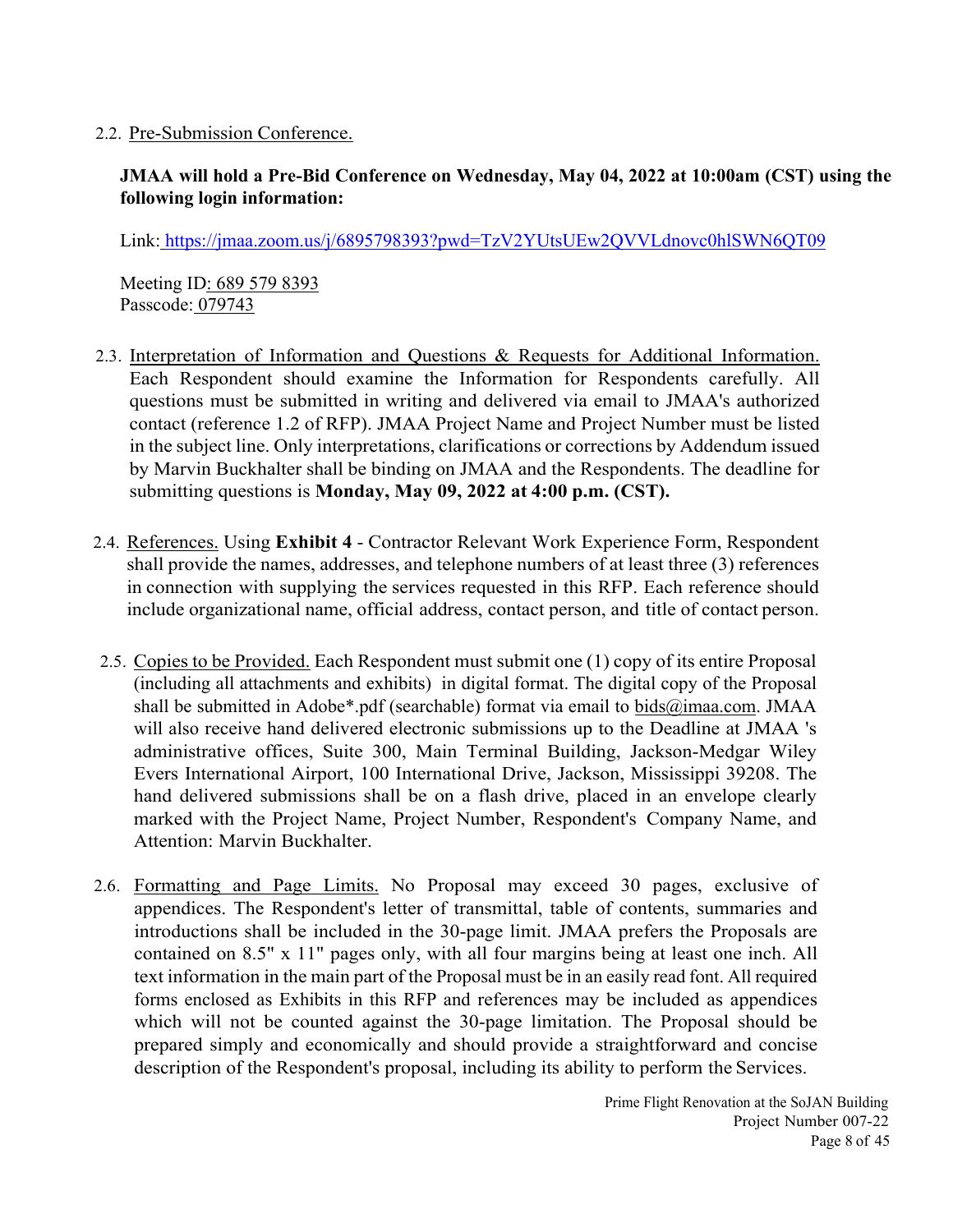2.2. Pre-Submission Conference.

**JMAA will hold a Pre-Bid Conference on Wednesday, May 04, 2022 at 10:00am (CST) using the following login information:**

Link: https://jmaa.zoom.us/j/6895798393?pwd=TzV2YUtsUEw2QVVLdnovc0hlSWN6QT09

Meeting ID: 689 579 8393
Passcode: 079743

2.3. Interpretation of Information and Questions & Requests for Additional Information. Each Respondent should examine the Information for Respondents carefully. All questions must be submitted in writing and delivered via email to JMAA's authorized contact (reference 1.2 of RFP). JMAA Project Name and Project Number must be listed in the subject line. Only interpretations, clarifications or corrections by Addendum issued by Marvin Buckhalter shall be binding on JMAA and the Respondents. The deadline for submitting questions is **Monday, May 09, 2022 at 4:00 p.m. (CST).**

2.4. References. Using **Exhibit 4** - Contractor Relevant Work Experience Form, Respondent shall provide the names, addresses, and telephone numbers of at least three (3) references in connection with supplying the services requested in this RFP. Each reference should include organizational name, official address, contact person, and title of contact person.

2.5. Copies to be Provided. Each Respondent must submit one (1) copy of its entire Proposal (including all attachments and exhibits) in digital format. The digital copy of the Proposal shall be submitted in Adobe*.pdf (searchable) format via email to bids@imaa.com. JMAA will also receive hand delivered electronic submissions up to the Deadline at JMAA 's administrative offices, Suite 300, Main Terminal Building, Jackson-Medgar Wiley Evers International Airport, 100 International Drive, Jackson, Mississippi 39208. The hand delivered submissions shall be on a flash drive, placed in an envelope clearly marked with the Project Name, Project Number, Respondent's Company Name, and Attention: Marvin Buckhalter.

2.6. Formatting and Page Limits. No Proposal may exceed 30 pages, exclusive of appendices. The Respondent's letter of transmittal, table of contents, summaries and introductions shall be included in the 30-page limit. JMAA prefers the Proposals are contained on 8.5" x 11" pages only, with all four margins being at least one inch. All text information in the main part of the Proposal must be in an easily read font. All required forms enclosed as Exhibits in this RFP and references may be included as appendices which will not be counted against the 30-page limitation. The Proposal should be prepared simply and economically and should provide a straightforward and concise description of the Respondent's proposal, including its ability to perform the Services.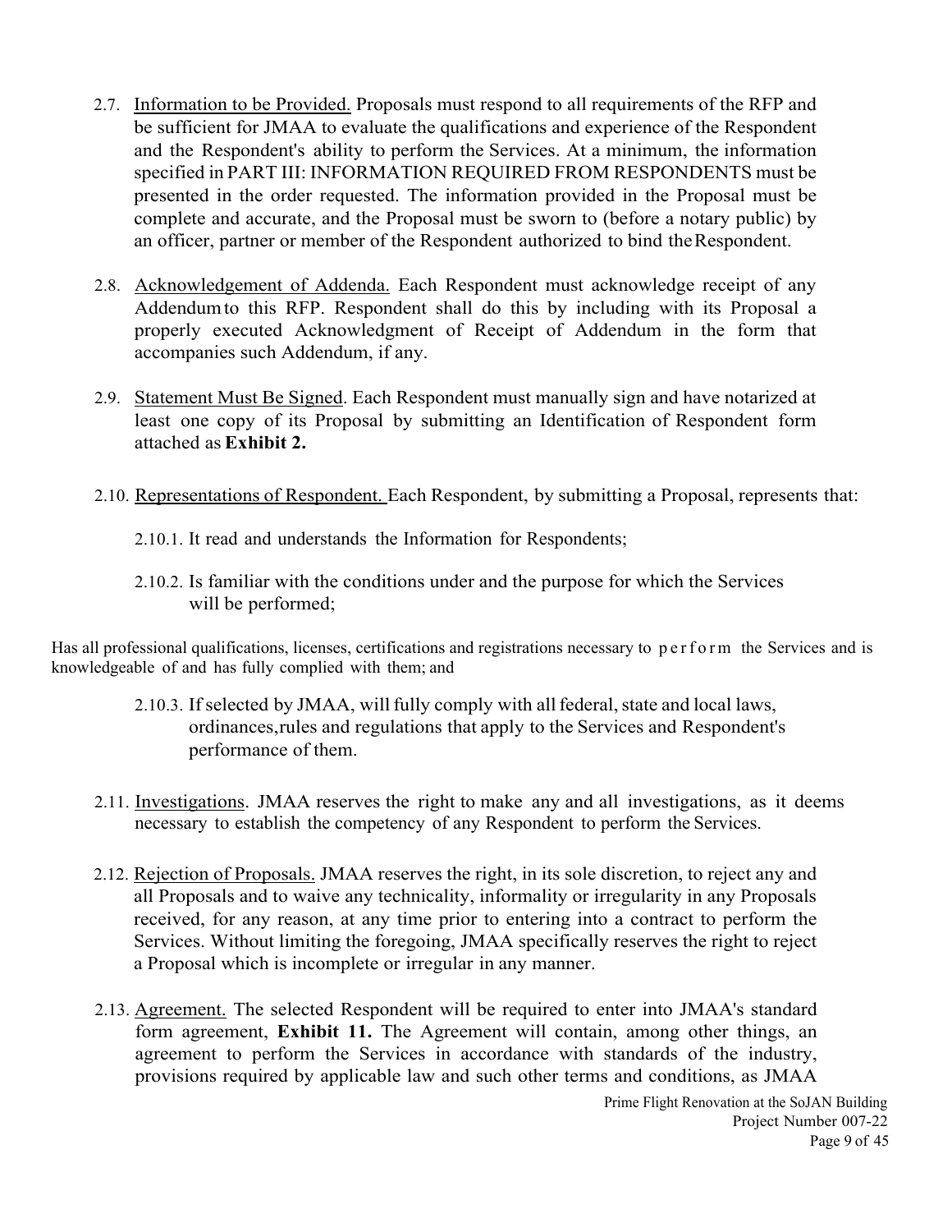2.7. Information to be Provided. Proposals must respond to all requirements of the RFP and be sufficient for JMAA to evaluate the qualifications and experience of the Respondent and the Respondent's ability to perform the Services. At a minimum, the information specified in PART III: INFORMATION REQUIRED FROM RESPONDENTS must be presented in the order requested. The information provided in the Proposal must be complete and accurate, and the Proposal must be sworn to (before a notary public) by an officer, partner or member of the Respondent authorized to bind the Respondent.

2.8. Acknowledgement of Addenda. Each Respondent must acknowledge receipt of any Addendum to this RFP. Respondent shall do this by including with its Proposal a properly executed Acknowledgment of Receipt of Addendum in the form that accompanies such Addendum, if any.

2.9. Statement Must Be Signed. Each Respondent must manually sign and have notarized at least one copy of its Proposal by submitting an Identification of Respondent form attached as **Exhibit 2.**

2.10. Representations of Respondent. Each Respondent, by submitting a Proposal, represents that:

2.10.1. It read and understands the Information for Respondents;

2.10.2. Is familiar with the conditions under and the purpose for which the Services will be performed;

Has all professional qualifications, licenses, certifications and registrations necessary to perform the Services and is knowledgeable of and has fully complied with them; and

2.10.3. If selected by JMAA, will fully comply with all federal, state and local laws, ordinances, rules and regulations that apply to the Services and Respondent's performance of them.

2.11. Investigations. JMAA reserves the right to make any and all investigations, as it deems necessary to establish the competency of any Respondent to perform the Services.

2.12. Rejection of Proposals. JMAA reserves the right, in its sole discretion, to reject any and all Proposals and to waive any technicality, informality or irregularity in any Proposals received, for any reason, at any time prior to entering into a contract to perform the Services. Without limiting the foregoing, JMAA specifically reserves the right to reject a Proposal which is incomplete or irregular in any manner.

2.13. Agreement. The selected Respondent will be required to enter into JMAA's standard form agreement, **Exhibit 11.** The Agreement will contain, among other things, an agreement to perform the Services in accordance with standards of the industry, provisions required by applicable law and such other terms and conditions, as JMAA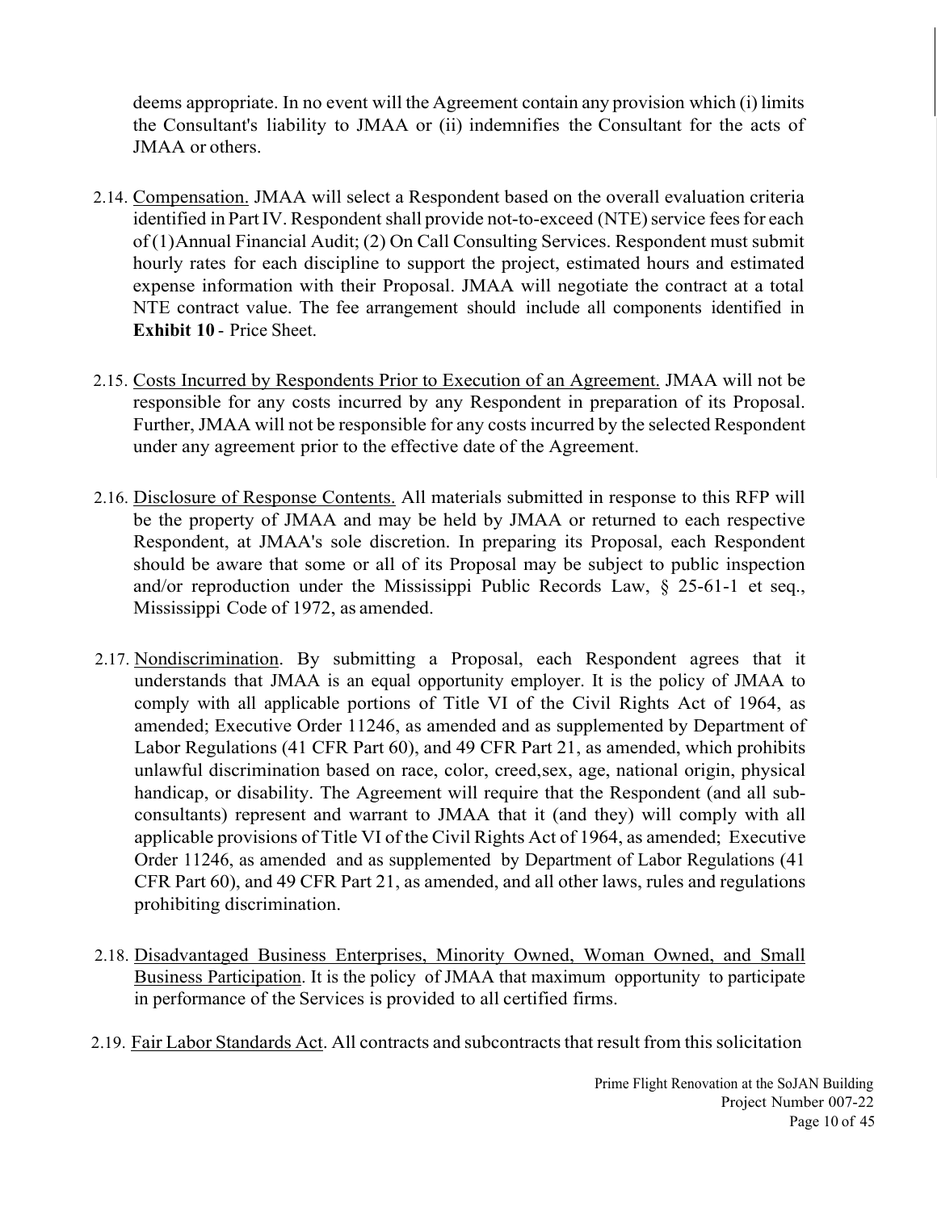deems appropriate. In no event will the Agreement contain any provision which (i) limits the Consultant's liability to JMAA or (ii) indemnifies the Consultant for the acts of JMAA or others.

2.14. Compensation. JMAA will select a Respondent based on the overall evaluation criteria identified in Part IV. Respondent shall provide not-to-exceed (NTE) service fees for each of (1) Annual Financial Audit; (2) On Call Consulting Services. Respondent must submit hourly rates for each discipline to support the project, estimated hours and estimated expense information with their Proposal. JMAA will negotiate the contract at a total NTE contract value. The fee arrangement should include all components identified in **Exhibit 10** - Price Sheet.

2.15. Costs Incurred by Respondents Prior to Execution of an Agreement. JMAA will not be responsible for any costs incurred by any Respondent in preparation of its Proposal. Further, JMAA will not be responsible for any costs incurred by the selected Respondent under any agreement prior to the effective date of the Agreement.

2.16. Disclosure of Response Contents. All materials submitted in response to this RFP will be the property of JMAA and may be held by JMAA or returned to each respective Respondent, at JMAA's sole discretion. In preparing its Proposal, each Respondent should be aware that some or all of its Proposal may be subject to public inspection and/or reproduction under the Mississippi Public Records Law, § 25-61-1 et seq., Mississippi Code of 1972, as amended.

2.17. Nondiscrimination. By submitting a Proposal, each Respondent agrees that it understands that JMAA is an equal opportunity employer. It is the policy of JMAA to comply with all applicable portions of Title VI of the Civil Rights Act of 1964, as amended; Executive Order 11246, as amended and as supplemented by Department of Labor Regulations (41 CFR Part 60), and 49 CFR Part 21, as amended, which prohibits unlawful discrimination based on race, color, creed, sex, age, national origin, physical handicap, or disability. The Agreement will require that the Respondent (and all sub-consultants) represent and warrant to JMAA that it (and they) will comply with all applicable provisions of Title VI of the Civil Rights Act of 1964, as amended; Executive Order 11246, as amended and as supplemented by Department of Labor Regulations (41 CFR Part 60), and 49 CFR Part 21, as amended, and all other laws, rules and regulations prohibiting discrimination.

2.18. Disadvantaged Business Enterprises, Minority Owned, Woman Owned, and Small Business Participation. It is the policy of JMAA that maximum opportunity to participate in performance of the Services is provided to all certified firms.

2.19. Fair Labor Standards Act. All contracts and subcontracts that result from this solicitation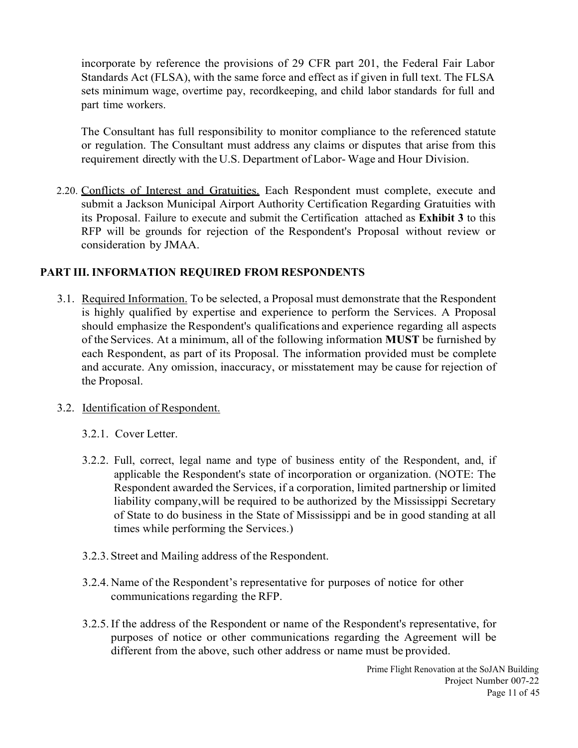incorporate by reference the provisions of 29 CFR part 201, the Federal Fair Labor Standards Act (FLSA), with the same force and effect as if given in full text. The FLSA sets minimum wage, overtime pay, recordkeeping, and child labor standards for full and part time workers.

The Consultant has full responsibility to monitor compliance to the referenced statute or regulation. The Consultant must address any claims or disputes that arise from this requirement directly with the U.S. Department of Labor- Wage and Hour Division.

2.20. Conflicts of Interest and Gratuities. Each Respondent must complete, execute and submit a Jackson Municipal Airport Authority Certification Regarding Gratuities with its Proposal. Failure to execute and submit the Certification attached as **Exhibit 3** to this RFP will be grounds for rejection of the Respondent's Proposal without review or consideration by JMAA.

## PART III. INFORMATION REQUIRED FROM RESPONDENTS

3.1. Required Information. To be selected, a Proposal must demonstrate that the Respondent is highly qualified by expertise and experience to perform the Services. A Proposal should emphasize the Respondent's qualifications and experience regarding all aspects of the Services. At a minimum, all of the following information **MUST** be furnished by each Respondent, as part of its Proposal. The information provided must be complete and accurate. Any omission, inaccuracy, or misstatement may be cause for rejection of the Proposal.

3.2. Identification of Respondent.

3.2.1. Cover Letter.

3.2.2. Full, correct, legal name and type of business entity of the Respondent, and, if applicable the Respondent's state of incorporation or organization. (NOTE: The Respondent awarded the Services, if a corporation, limited partnership or limited liability company,will be required to be authorized by the Mississippi Secretary of State to do business in the State of Mississippi and be in good standing at all times while performing the Services.)

3.2.3. Street and Mailing address of the Respondent.

3.2.4. Name of the Respondent's representative for purposes of notice for other communications regarding the RFP.

3.2.5. If the address of the Respondent or name of the Respondent's representative, for purposes of notice or other communications regarding the Agreement will be different from the above, such other address or name must be provided.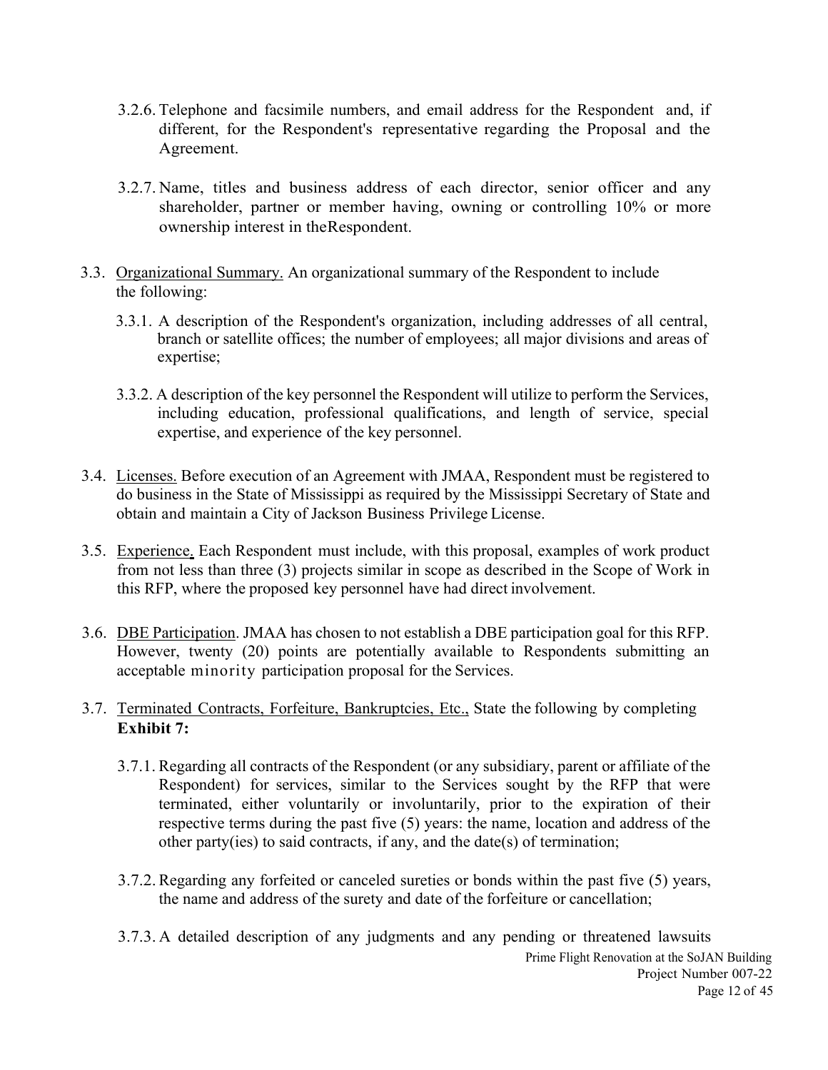3.2.6. Telephone and facsimile numbers, and email address for the Respondent and, if different, for the Respondent's representative regarding the Proposal and the Agreement.

3.2.7. Name, titles and business address of each director, senior officer and any shareholder, partner or member having, owning or controlling 10% or more ownership interest in theRespondent.

3.3. Organizational Summary. An organizational summary of the Respondent to include the following:

3.3.1. A description of the Respondent's organization, including addresses of all central, branch or satellite offices; the number of employees; all major divisions and areas of expertise;

3.3.2. A description of the key personnel the Respondent will utilize to perform the Services, including education, professional qualifications, and length of service, special expertise, and experience of the key personnel.

3.4. Licenses. Before execution of an Agreement with JMAA, Respondent must be registered to do business in the State of Mississippi as required by the Mississippi Secretary of State and obtain and maintain a City of Jackson Business Privilege License.

3.5. Experience. Each Respondent must include, with this proposal, examples of work product from not less than three (3) projects similar in scope as described in the Scope of Work in this RFP, where the proposed key personnel have had direct involvement.

3.6. DBE Participation. JMAA has chosen to not establish a DBE participation goal for this RFP. However, twenty (20) points are potentially available to Respondents submitting an acceptable minority participation proposal for the Services.

3.7. Terminated Contracts, Forfeiture, Bankruptcies, Etc., State the following by completing **Exhibit 7:**

3.7.1. Regarding all contracts of the Respondent (or any subsidiary, parent or affiliate of the Respondent) for services, similar to the Services sought by the RFP that were terminated, either voluntarily or involuntarily, prior to the expiration of their respective terms during the past five (5) years: the name, location and address of the other party(ies) to said contracts, if any, and the date(s) of termination;

3.7.2. Regarding any forfeited or canceled sureties or bonds within the past five (5) years, the name and address of the surety and date of the forfeiture or cancellation;

3.7.3. A detailed description of any judgments and any pending or threatened lawsuits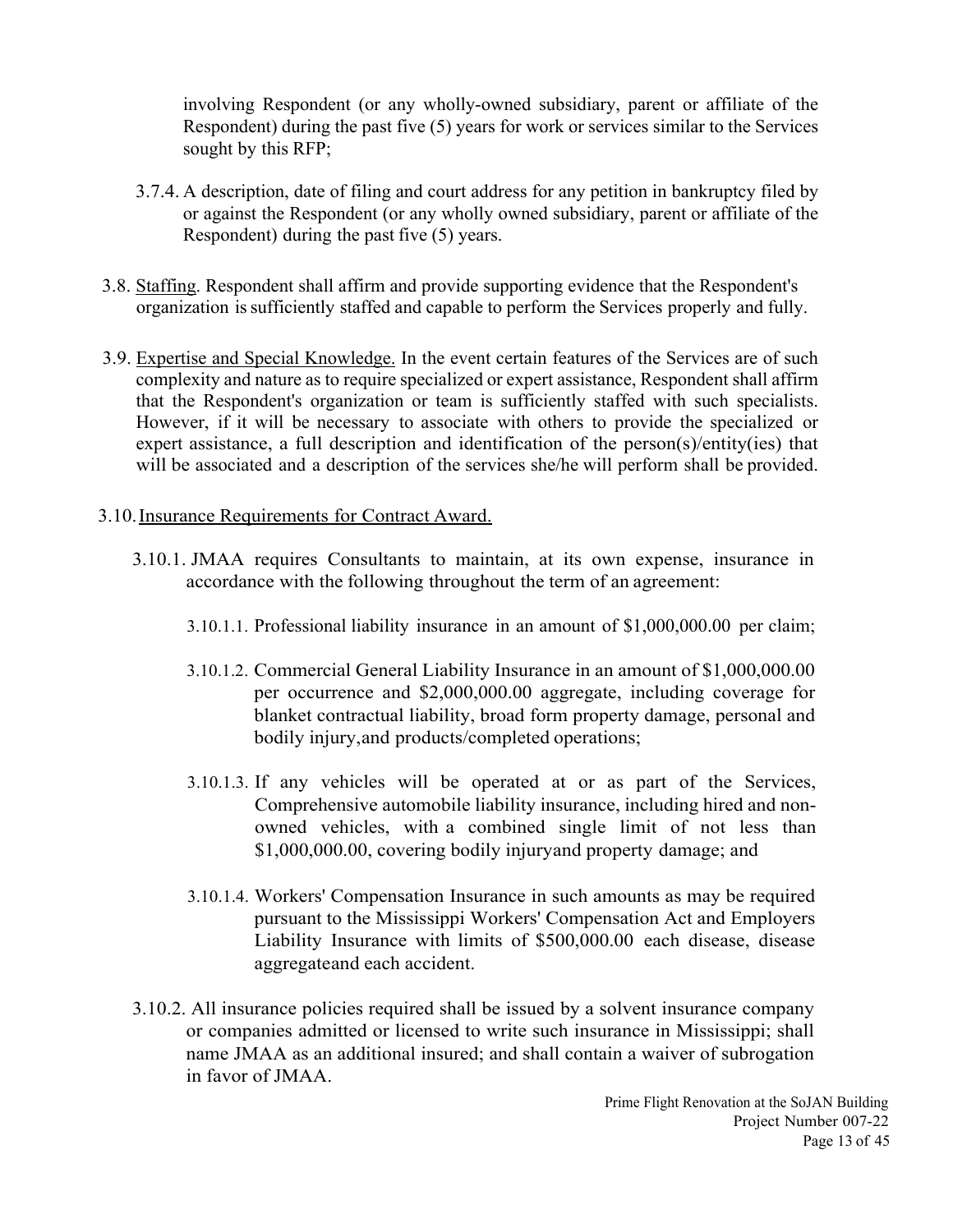involving Respondent (or any wholly-owned subsidiary, parent or affiliate of the Respondent) during the past five (5) years for work or services similar to the Services sought by this RFP;

3.7.4. A description, date of filing and court address for any petition in bankruptcy filed by or against the Respondent (or any wholly owned subsidiary, parent or affiliate of the Respondent) during the past five (5) years.

3.8. Staffing. Respondent shall affirm and provide supporting evidence that the Respondent's organization is sufficiently staffed and capable to perform the Services properly and fully.

3.9. Expertise and Special Knowledge. In the event certain features of the Services are of such complexity and nature as to require specialized or expert assistance, Respondent shall affirm that the Respondent's organization or team is sufficiently staffed with such specialists. However, if it will be necessary to associate with others to provide the specialized or expert assistance, a full description and identification of the person(s)/entity(ies) that will be associated and a description of the services she/he will perform shall be provided.

3.10. Insurance Requirements for Contract Award.

3.10.1. JMAA requires Consultants to maintain, at its own expense, insurance in accordance with the following throughout the term of an agreement:

3.10.1.1. Professional liability insurance in an amount of $1,000,000.00 per claim;

3.10.1.2. Commercial General Liability Insurance in an amount of $1,000,000.00 per occurrence and $2,000,000.00 aggregate, including coverage for blanket contractual liability, broad form property damage, personal and bodily injury,and products/completed operations;

3.10.1.3. If any vehicles will be operated at or as part of the Services, Comprehensive automobile liability insurance, including hired and non-owned vehicles, with a combined single limit of not less than $1,000,000.00, covering bodily injuryand property damage; and

3.10.1.4. Workers' Compensation Insurance in such amounts as may be required pursuant to the Mississippi Workers' Compensation Act and Employers Liability Insurance with limits of $500,000.00 each disease, disease aggregateand each accident.

3.10.2. All insurance policies required shall be issued by a solvent insurance company or companies admitted or licensed to write such insurance in Mississippi; shall name JMAA as an additional insured; and shall contain a waiver of subrogation in favor of JMAA.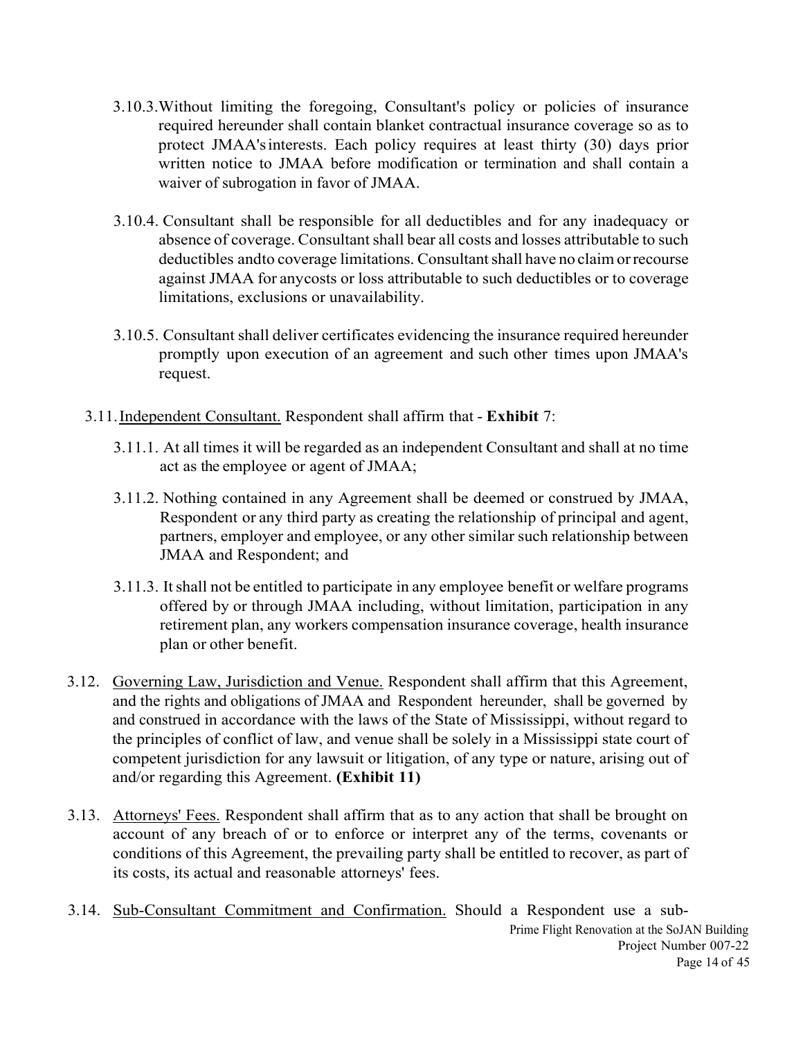3.10.3. Without limiting the foregoing, Consultant's policy or policies of insurance required hereunder shall contain blanket contractual insurance coverage so as to protect JMAA's interests. Each policy requires at least thirty (30) days prior written notice to JMAA before modification or termination and shall contain a waiver of subrogation in favor of JMAA.

3.10.4. Consultant shall be responsible for all deductibles and for any inadequacy or absence of coverage. Consultant shall bear all costs and losses attributable to such deductibles and to coverage limitations. Consultant shall have no claim or recourse against JMAA for any costs or loss attributable to such deductibles or to coverage limitations, exclusions or unavailability.

3.10.5. Consultant shall deliver certificates evidencing the insurance required hereunder promptly upon execution of an agreement and such other times upon JMAA's request.

3.11. Independent Consultant. Respondent shall affirm that - **Exhibit** 7:

3.11.1. At all times it will be regarded as an independent Consultant and shall at no time act as the employee or agent of JMAA;

3.11.2. Nothing contained in any Agreement shall be deemed or construed by JMAA, Respondent or any third party as creating the relationship of principal and agent, partners, employer and employee, or any other similar such relationship between JMAA and Respondent; and

3.11.3. It shall not be entitled to participate in any employee benefit or welfare programs offered by or through JMAA including, without limitation, participation in any retirement plan, any workers compensation insurance coverage, health insurance plan or other benefit.

3.12. Governing Law, Jurisdiction and Venue. Respondent shall affirm that this Agreement, and the rights and obligations of JMAA and Respondent hereunder, shall be governed by and construed in accordance with the laws of the State of Mississippi, without regard to the principles of conflict of law, and venue shall be solely in a Mississippi state court of competent jurisdiction for any lawsuit or litigation, of any type or nature, arising out of and/or regarding this Agreement. **(Exhibit 11)**

3.13. Attorneys' Fees. Respondent shall affirm that as to any action that shall be brought on account of any breach of or to enforce or interpret any of the terms, covenants or conditions of this Agreement, the prevailing party shall be entitled to recover, as part of its costs, its actual and reasonable attorneys' fees.

3.14. Sub-Consultant Commitment and Confirmation. Should a Respondent use a sub-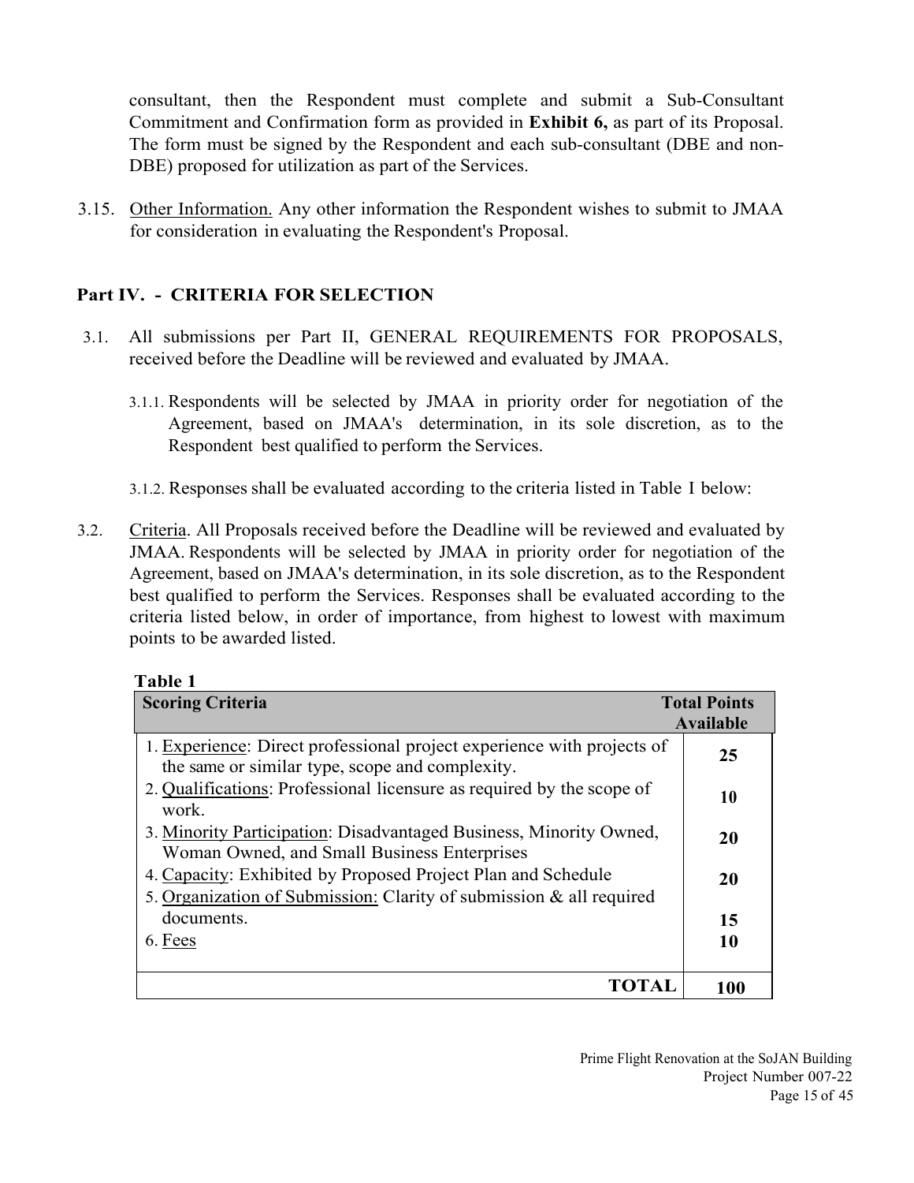consultant, then the Respondent must complete and submit a Sub-Consultant Commitment and Confirmation form as provided in **Exhibit 6,** as part of its Proposal. The form must be signed by the Respondent and each sub-consultant (DBE and non-DBE) proposed for utilization as part of the Services.

3.15. Other Information. Any other information the Respondent wishes to submit to JMAA for consideration in evaluating the Respondent's Proposal.

## Part IV. - CRITERIA FOR SELECTION

3.1. All submissions per Part II, GENERAL REQUIREMENTS FOR PROPOSALS, received before the Deadline will be reviewed and evaluated by JMAA.

3.1.1. Respondents will be selected by JMAA in priority order for negotiation of the Agreement, based on JMAA's determination, in its sole discretion, as to the Respondent best qualified to perform the Services.

3.1.2. Responses shall be evaluated according to the criteria listed in Table I below:

3.2. Criteria. All Proposals received before the Deadline will be reviewed and evaluated by JMAA. Respondents will be selected by JMAA in priority order for negotiation of the Agreement, based on JMAA's determination, in its sole discretion, as to the Respondent best qualified to perform the Services. Responses shall be evaluated according to the criteria listed below, in order of importance, from highest to lowest with maximum points to be awarded listed.

**Table 1**

| Scoring Criteria | Total Points Available |
|---|---|
| 1. Experience: Direct professional project experience with projects of the same or similar type, scope and complexity. | **25** |
| 2. Qualifications: Professional licensure as required by the scope of work. | **10** |
| 3. Minority Participation: Disadvantaged Business, Minority Owned, Woman Owned, and Small Business Enterprises | **20** |
| 4. Capacity: Exhibited by Proposed Project Plan and Schedule | **20** |
| 5. Organization of Submission: Clarity of submission & all required documents. | **15** |
| 6. Fees | **10** |
| **TOTAL** | **100** |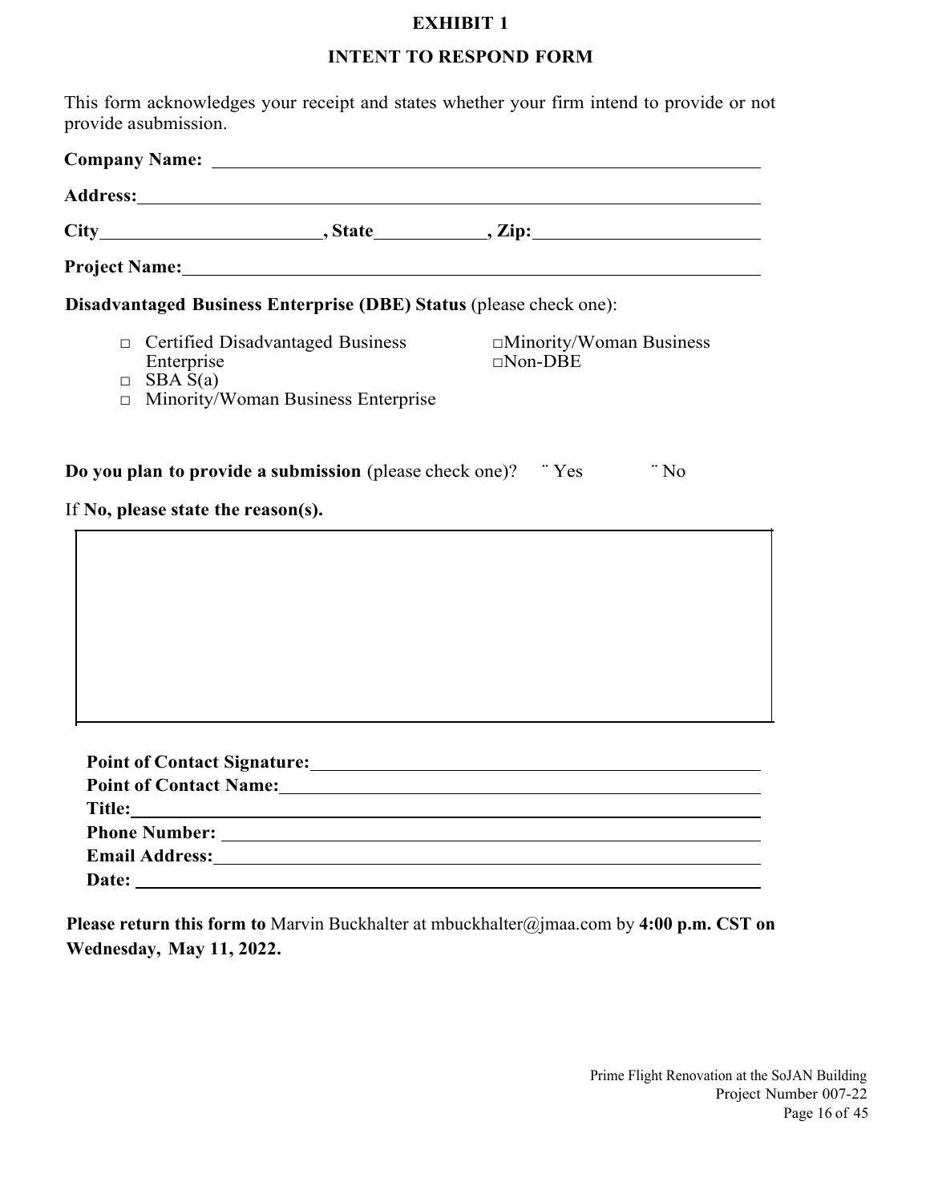# EXHIBIT 1

## INTENT TO RESPOND FORM

This form acknowledges your receipt and states whether your firm intend to provide or not provide asubmission.

**Company Name:** ______________________________________________

**Address:** ______________________________________________

**City** ____________________, **State** __________, **Zip:** ____________________

**Project Name:** ______________________________________________

**Disadvantaged Business Enterprise (DBE) Status** (please check one):

- □ Certified Disadvantaged Business Enterprise
- □ SBA S(a)
- □ Minority/Woman Business Enterprise
- □ Minority/Woman Business
- □ Non-DBE

**Do you plan to provide a submission** (please check one)? ¨ Yes ¨ No

If **No, please state the reason(s).**

| |
|---|
| |

**Point of Contact Signature:** ______________________________________________

**Point of Contact Name:** ______________________________________________

**Title:** ______________________________________________

**Phone Number:** ______________________________________________

**Email Address:** ______________________________________________

**Date:** ______________________________________________

**Please return this form to** Marvin Buckhalter at mbuckhalter@jmaa.com by **4:00 p.m. CST on Wednesday, May 11, 2022.**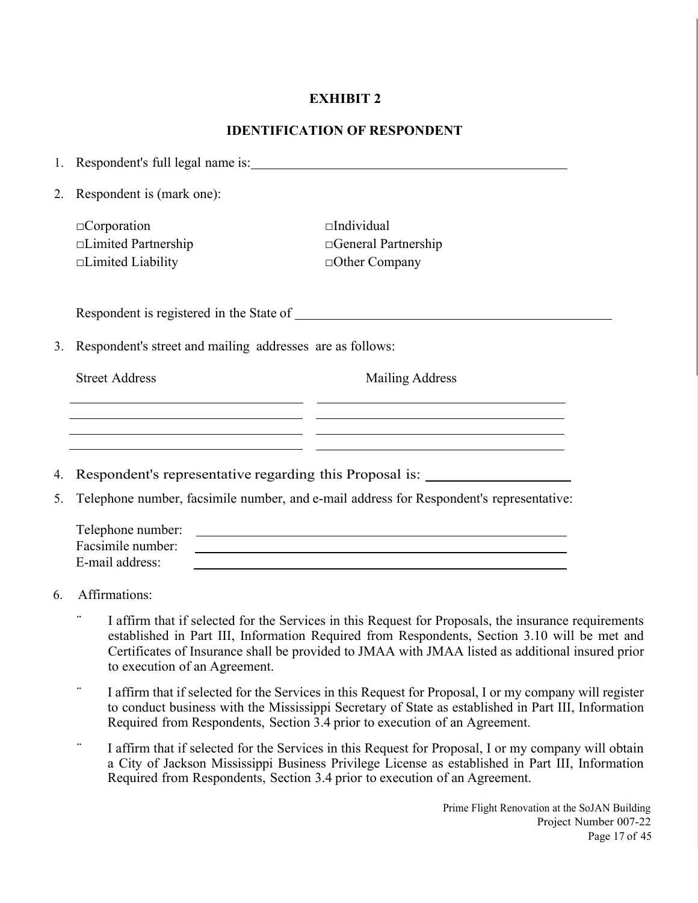# EXHIBIT 2

## IDENTIFICATION OF RESPONDENT

1. Respondent's full legal name is: ______________________________________________

2. Respondent is (mark one):

   □Corporation
   □Individual
   □Limited Partnership
   □General Partnership
   □Limited Liability
   □Other Company

   Respondent is registered in the State of ______________________________________________

3. Respondent's street and mailing addresses are as follows:

| Street Address | Mailing Address |
|---|---|
| ____________________ | ____________________ |
| ____________________ | ____________________ |
| ____________________ | ____________________ |
| ____________________ | ____________________ |

4. Respondent's representative regarding this Proposal is: ____________________

5. Telephone number, facsimile number, and e-mail address for Respondent's representative:

   Telephone number: ______________________________________________
   Facsimile number: ______________________________________________
   E-mail address: ______________________________________________

6. Affirmations:

   ¨ I affirm that if selected for the Services in this Request for Proposals, the insurance requirements established in Part III, Information Required from Respondents, Section 3.10 will be met and Certificates of Insurance shall be provided to JMAA with JMAA listed as additional insured prior to execution of an Agreement.

   ¨ I affirm that if selected for the Services in this Request for Proposal, I or my company will register to conduct business with the Mississippi Secretary of State as established in Part III, Information Required from Respondents, Section 3.4 prior to execution of an Agreement.

   ¨ I affirm that if selected for the Services in this Request for Proposal, I or my company will obtain a City of Jackson Mississippi Business Privilege License as established in Part III, Information Required from Respondents, Section 3.4 prior to execution of an Agreement.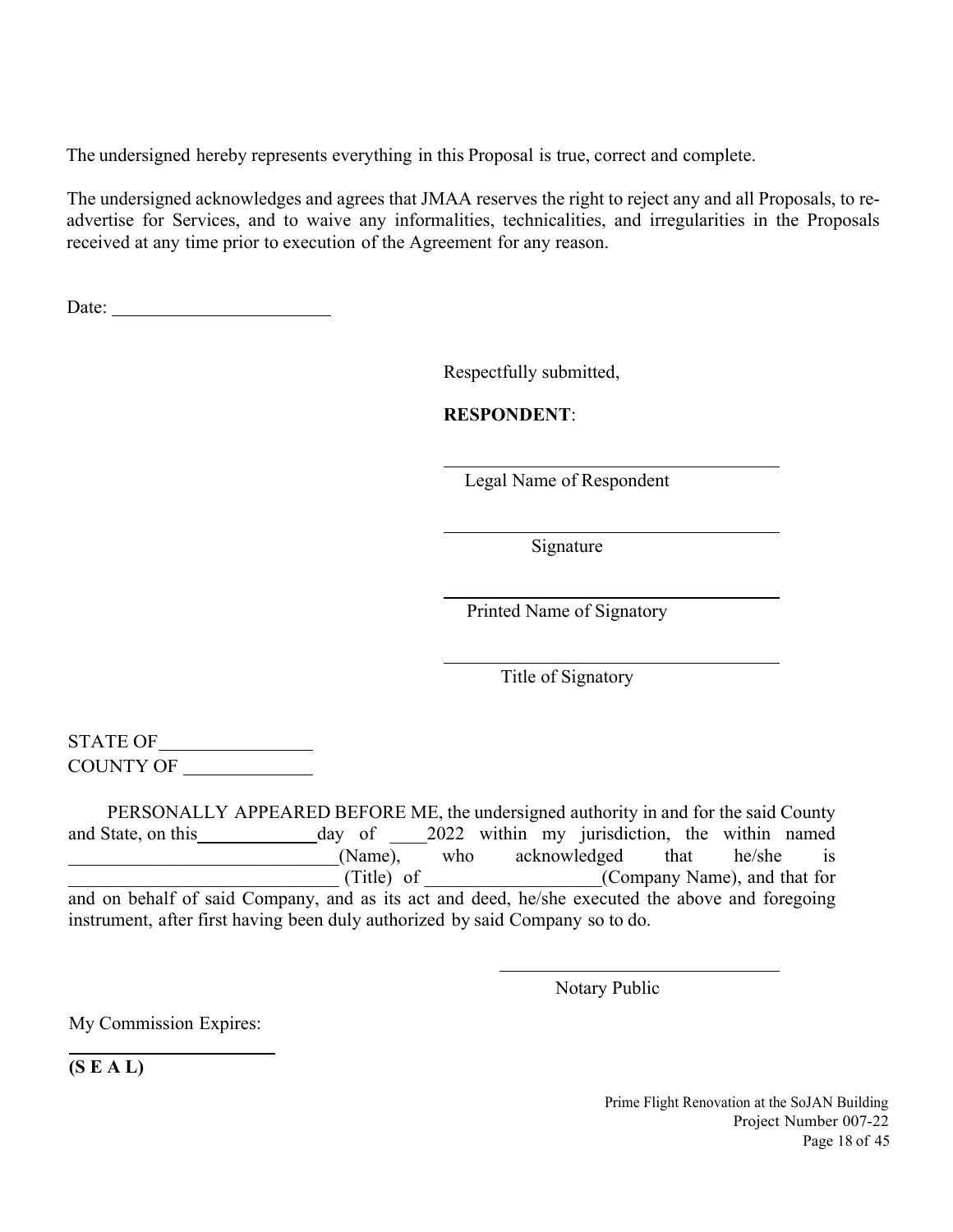The undersigned hereby represents everything in this Proposal is true, correct and complete.

The undersigned acknowledges and agrees that JMAA reserves the right to reject any and all Proposals, to re-advertise for Services, and to waive any informalities, technicalities, and irregularities in the Proposals received at any time prior to execution of the Agreement for any reason.

Date: ________________________

Respectfully submitted,

**RESPONDENT**:

____________________________________
Legal Name of Respondent

____________________________________
Signature

____________________________________
Printed Name of Signatory

____________________________________
Title of Signatory

STATE OF ________________
COUNTY OF ______________

PERSONALLY APPEARED BEFORE ME, the undersigned authority in and for the said County and State, on this_____________day of ____2022 within my jurisdiction, the within named _____________________________(Name), who acknowledged that he/she is _____________________________ (Title) of __________________(Company Name), and that for and on behalf of said Company, and as its act and deed, he/she executed the above and foregoing instrument, after first having been duly authorized by said Company so to do.

____________________________________
Notary Public

My Commission Expires:

________________________

**(S E A L)**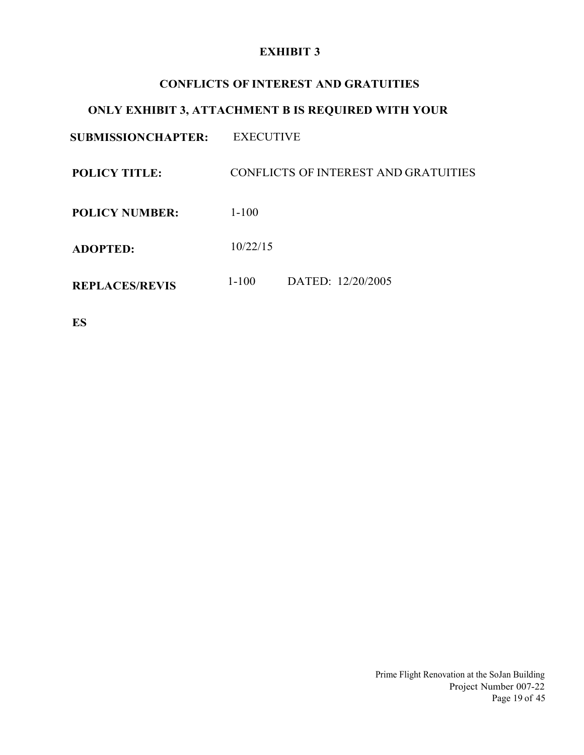# EXHIBIT 3

## CONFLICTS OF INTEREST AND GRATUITIES

### ONLY EXHIBIT 3, ATTACHMENT B IS REQUIRED WITH YOUR

**SUBMISSIONCHAPTER:** EXECUTIVE

**POLICY TITLE:** CONFLICTS OF INTEREST AND GRATUITIES

**POLICY NUMBER:** 1-100

**ADOPTED:** 10/22/15

**REPLACES/REVIS** 1-100 DATED: 12/20/2005

**ES**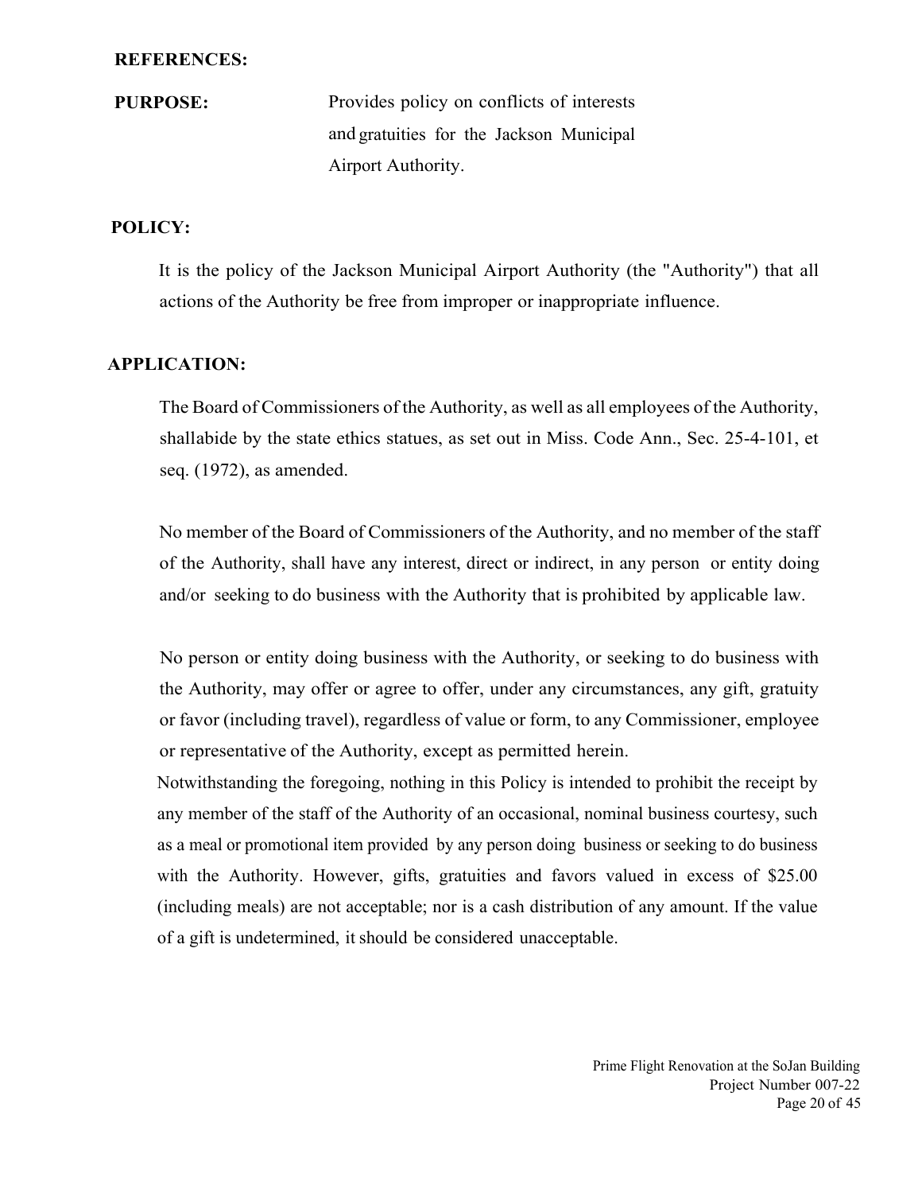**REFERENCES:**

**PURPOSE:** Provides policy on conflicts of interests and gratuities for the Jackson Municipal Airport Authority.

**POLICY:**

It is the policy of the Jackson Municipal Airport Authority (the "Authority") that all actions of the Authority be free from improper or inappropriate influence.

**APPLICATION:**

The Board of Commissioners of the Authority, as well as all employees of the Authority, shallabide by the state ethics statues, as set out in Miss. Code Ann., Sec. 25-4-101, et seq. (1972), as amended.

No member of the Board of Commissioners of the Authority, and no member of the staff of the Authority, shall have any interest, direct or indirect, in any person or entity doing and/or seeking to do business with the Authority that is prohibited by applicable law.

No person or entity doing business with the Authority, or seeking to do business with the Authority, may offer or agree to offer, under any circumstances, any gift, gratuity or favor (including travel), regardless of value or form, to any Commissioner, employee or representative of the Authority, except as permitted herein.

Notwithstanding the foregoing, nothing in this Policy is intended to prohibit the receipt by any member of the staff of the Authority of an occasional, nominal business courtesy, such as a meal or promotional item provided by any person doing business or seeking to do business with the Authority. However, gifts, gratuities and favors valued in excess of $25.00 (including meals) are not acceptable; nor is a cash distribution of any amount. If the value of a gift is undetermined, it should be considered unacceptable.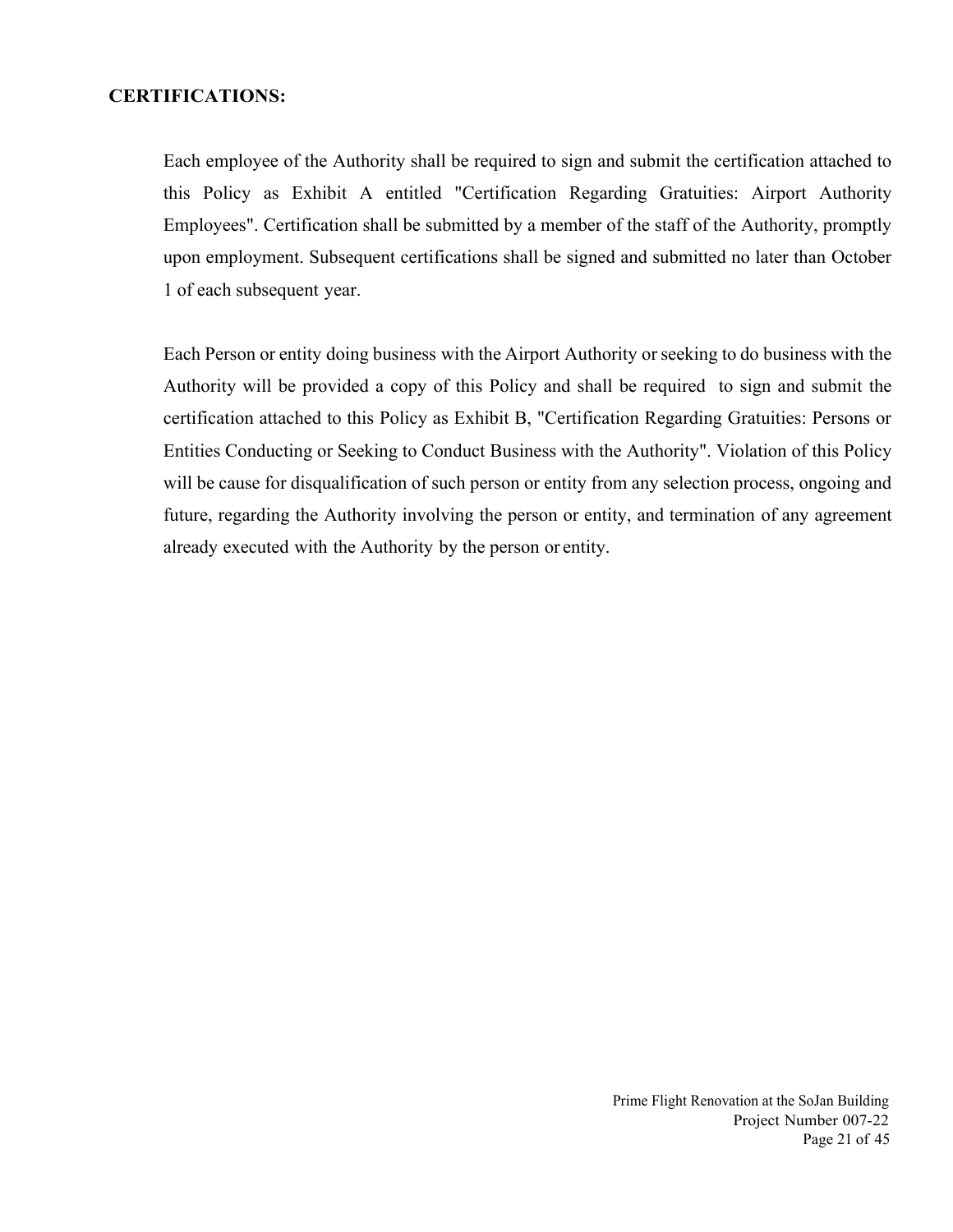**CERTIFICATIONS:**

Each employee of the Authority shall be required to sign and submit the certification attached to this Policy as Exhibit A entitled "Certification Regarding Gratuities: Airport Authority Employees". Certification shall be submitted by a member of the staff of the Authority, promptly upon employment. Subsequent certifications shall be signed and submitted no later than October 1 of each subsequent year.

Each Person or entity doing business with the Airport Authority or seeking to do business with the Authority will be provided a copy of this Policy and shall be required to sign and submit the certification attached to this Policy as Exhibit B, "Certification Regarding Gratuities: Persons or Entities Conducting or Seeking to Conduct Business with the Authority". Violation of this Policy will be cause for disqualification of such person or entity from any selection process, ongoing and future, regarding the Authority involving the person or entity, and termination of any agreement already executed with the Authority by the person or entity.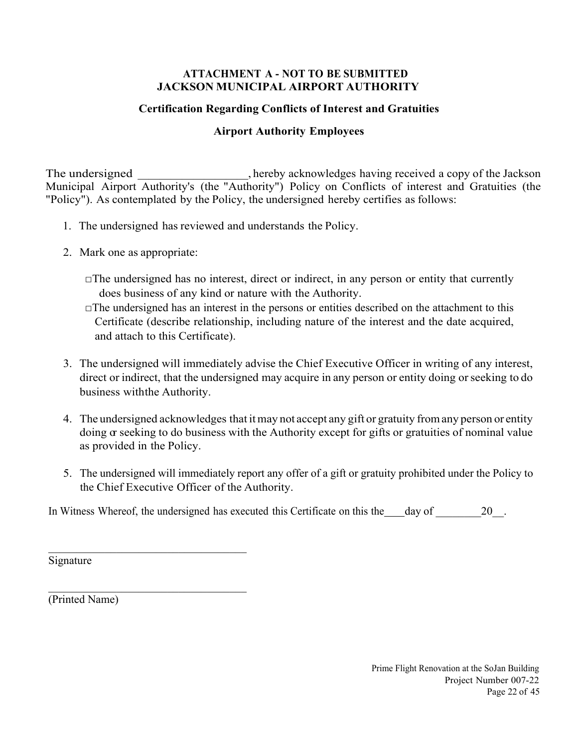**ATTACHMENT A - NOT TO BE SUBMITTED**
**JACKSON MUNICIPAL AIRPORT AUTHORITY**

**Certification Regarding Conflicts of Interest and Gratuities**

**Airport Authority Employees**

The undersigned \_\_\_\_\_\_\_\_\_\_\_\_\_\_\_\_\_\_, hereby acknowledges having received a copy of the Jackson Municipal Airport Authority's (the "Authority") Policy on Conflicts of interest and Gratuities (the "Policy"). As contemplated by the Policy, the undersigned hereby certifies as follows:

1. The undersigned has reviewed and understands the Policy.
2. Mark one as appropriate:

   □ The undersigned has no interest, direct or indirect, in any person or entity that currently does business of any kind or nature with the Authority.

   □ The undersigned has an interest in the persons or entities described on the attachment to this Certificate (describe relationship, including nature of the interest and the date acquired, and attach to this Certificate).

3. The undersigned will immediately advise the Chief Executive Officer in writing of any interest, direct or indirect, that the undersigned may acquire in any person or entity doing or seeking to do business withthe Authority.
4. The undersigned acknowledges that it may not accept any gift or gratuity from any person or entity doing or seeking to do business with the Authority except for gifts or gratuities of nominal value as provided in the Policy.
5. The undersigned will immediately report any offer of a gift or gratuity prohibited under the Policy to the Chief Executive Officer of the Authority.

In Witness Whereof, the undersigned has executed this Certificate on this the\_\_\_\_day of \_\_\_\_\_\_\_\_\_20\_\_.

\_\_\_\_\_\_\_\_\_\_\_\_\_\_\_\_\_\_\_\_\_\_\_\_\_\_\_\_\_\_\_\_\_\_\_\_
Signature

\_\_\_\_\_\_\_\_\_\_\_\_\_\_\_\_\_\_\_\_\_\_\_\_\_\_\_\_\_\_\_\_\_\_\_\_
(Printed Name)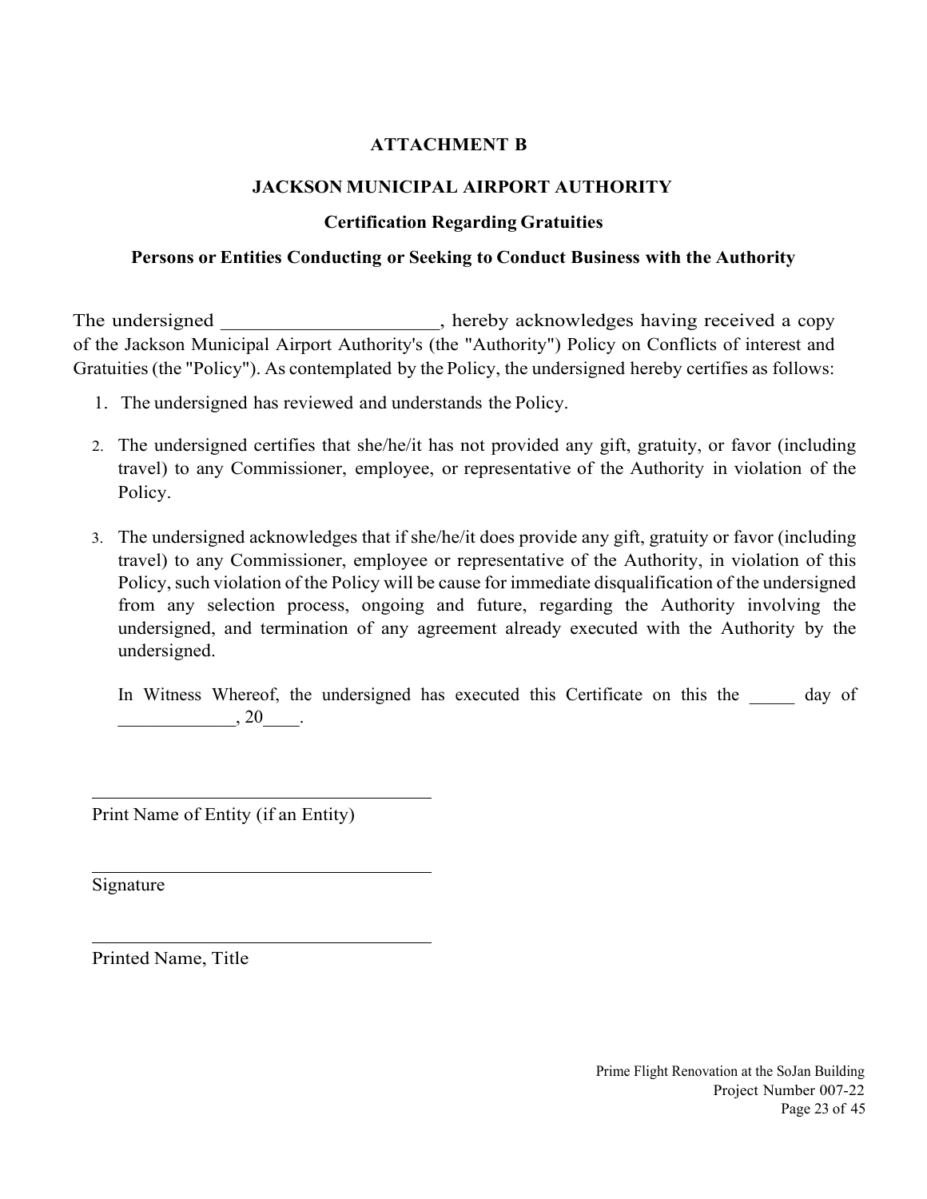# ATTACHMENT B

## JACKSON MUNICIPAL AIRPORT AUTHORITY

### Certification Regarding Gratuities

### Persons or Entities Conducting or Seeking to Conduct Business with the Authority

The undersigned ______________________, hereby acknowledges having received a copy of the Jackson Municipal Airport Authority's (the "Authority") Policy on Conflicts of interest and Gratuities (the "Policy"). As contemplated by the Policy, the undersigned hereby certifies as follows:

1. The undersigned has reviewed and understands the Policy.
2. The undersigned certifies that she/he/it has not provided any gift, gratuity, or favor (including travel) to any Commissioner, employee, or representative of the Authority in violation of the Policy.
3. The undersigned acknowledges that if she/he/it does provide any gift, gratuity or favor (including travel) to any Commissioner, employee or representative of the Authority, in violation of this Policy, such violation of the Policy will be cause for immediate disqualification of the undersigned from any selection process, ongoing and future, regarding the Authority involving the undersigned, and termination of any agreement already executed with the Authority by the undersigned.

In Witness Whereof, the undersigned has executed this Certificate on this the _____ day of _____________, 20____.

______________________________________
Print Name of Entity (if an Entity)

______________________________________
Signature

______________________________________
Printed Name, Title

Prime Flight Renovation at the SoJan Building
Project Number 007-22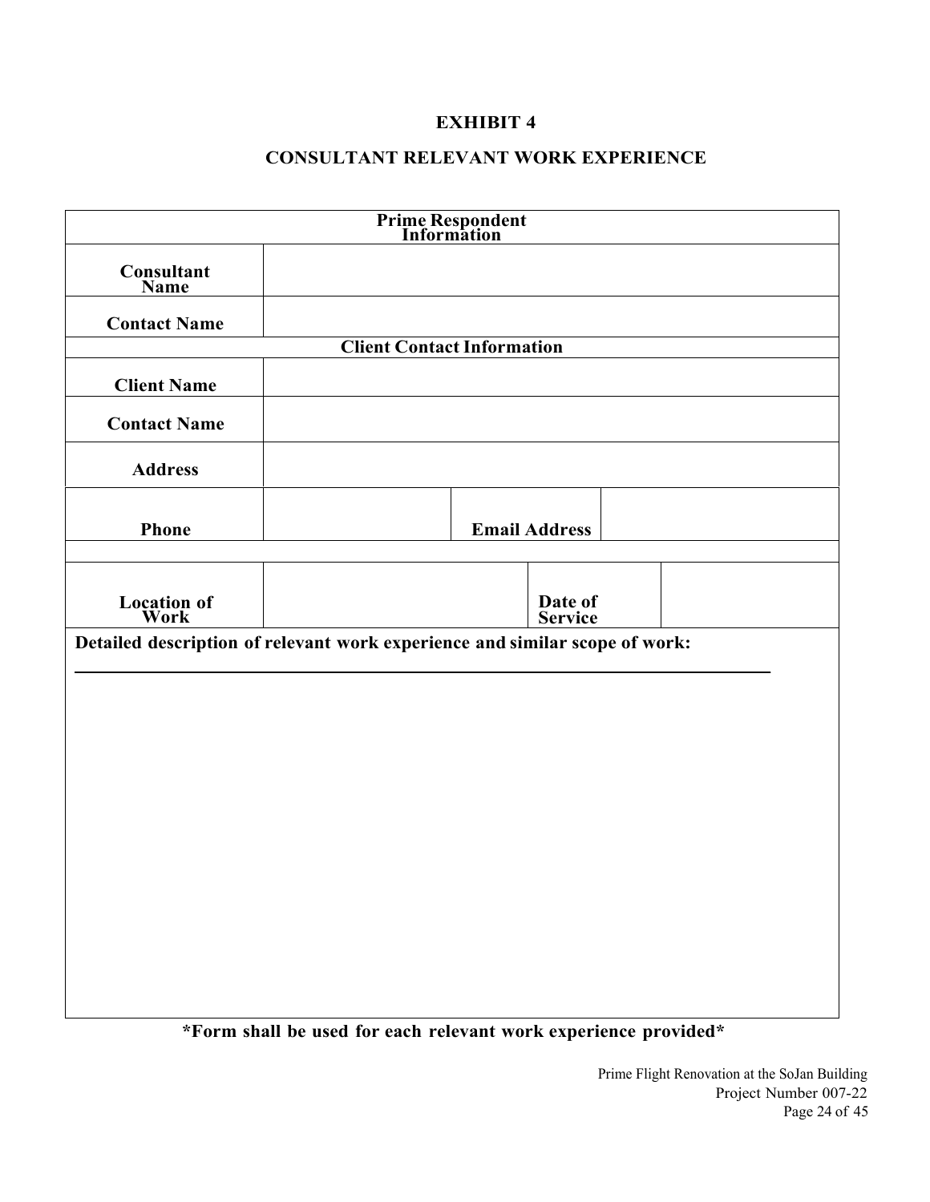# EXHIBIT 4

## CONSULTANT RELEVANT WORK EXPERIENCE

| Prime Respondent Information | | | |
|---|---|---|---|
| **Consultant Name** | | | |
| **Contact Name** | | | |
| **Client Contact Information** | | | |
| **Client Name** | | | |
| **Contact Name** | | | |
| **Address** | | | |
| **Phone** | | **Email Address** | |
| | | | |
| **Location of Work** | | **Date of Service** | |

**Detailed description of relevant work experience and similar scope of work:**

___________________________________________________________________________

**\*Form shall be used for each relevant work experience provided\***

Prime Flight Renovation at the SoJan Building
Project Number 007-22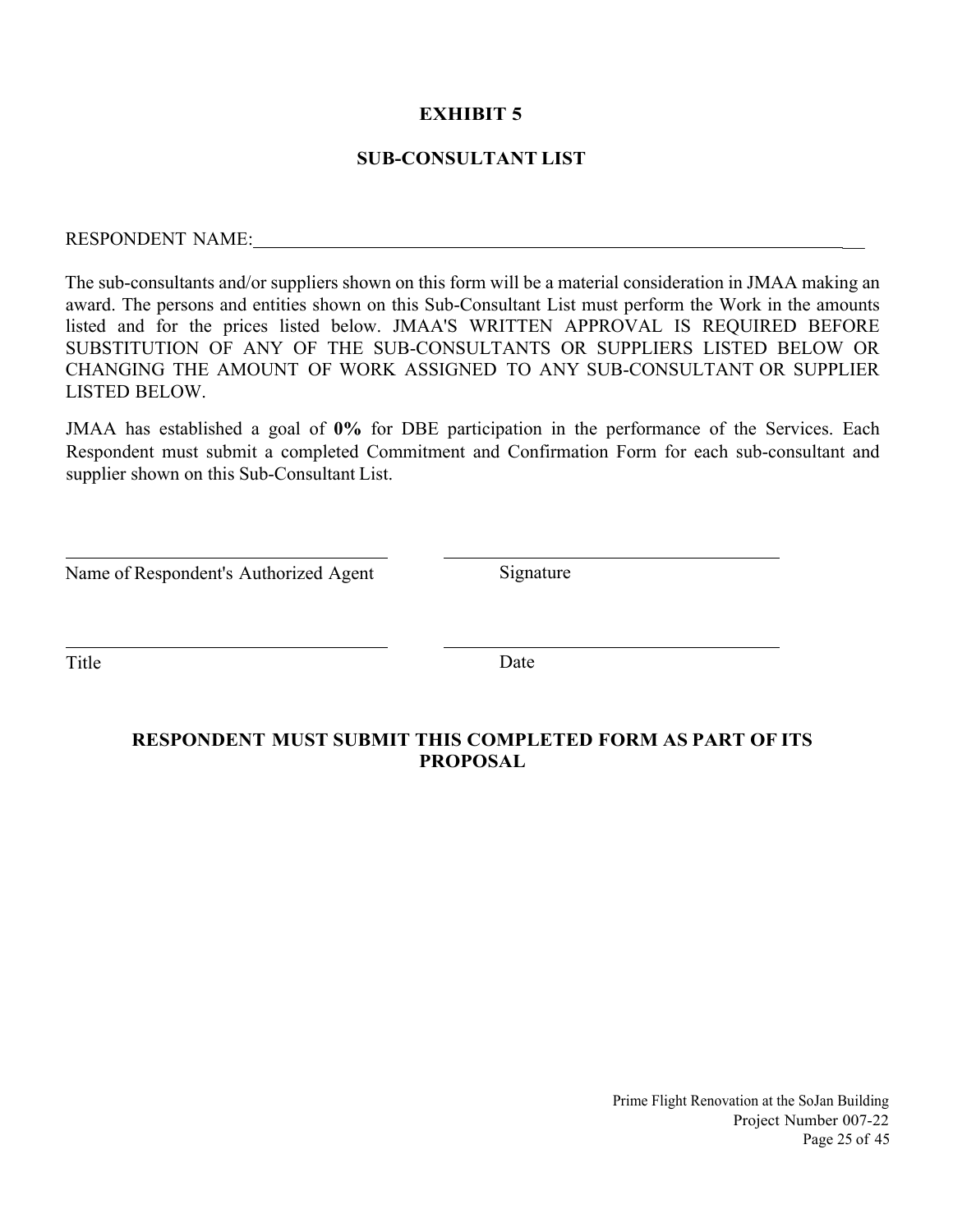# EXHIBIT 5

## SUB-CONSULTANT LIST

RESPONDENT NAME:_______________________________________________________________

The sub-consultants and/or suppliers shown on this form will be a material consideration in JMAA making an award. The persons and entities shown on this Sub-Consultant List must perform the Work in the amounts listed and for the prices listed below. JMAA'S WRITTEN APPROVAL IS REQUIRED BEFORE SUBSTITUTION OF ANY OF THE SUB-CONSULTANTS OR SUPPLIERS LISTED BELOW OR CHANGING THE AMOUNT OF WORK ASSIGNED TO ANY SUB-CONSULTANT OR SUPPLIER LISTED BELOW.

JMAA has established a goal of **0%** for DBE participation in the performance of the Services. Each Respondent must submit a completed Commitment and Confirmation Form for each sub-consultant and supplier shown on this Sub-Consultant List.

_________________________________ _________________________________

Name of Respondent's Authorized Agent Signature

_________________________________ _________________________________

Title Date

**RESPONDENT MUST SUBMIT THIS COMPLETED FORM AS PART OF ITS PROPOSAL**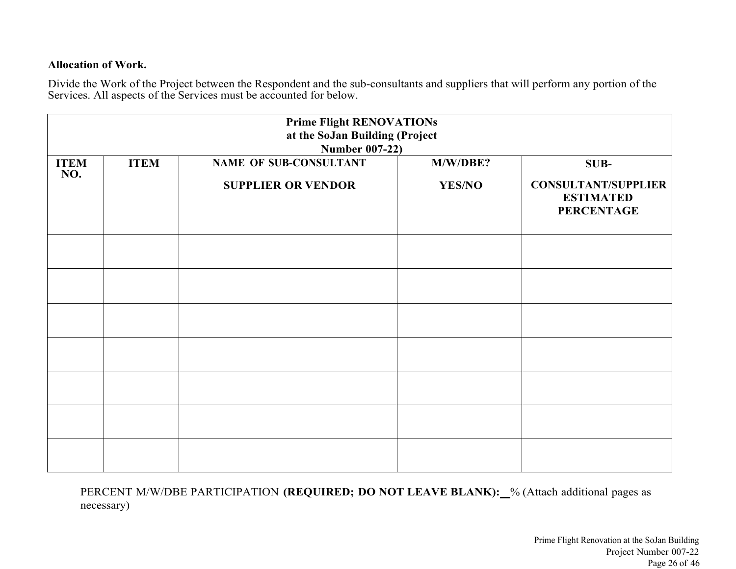**Allocation of Work.**

Divide the Work of the Project between the Respondent and the sub-consultants and suppliers that will perform any portion of the Services. All aspects of the Services must be accounted for below.

| Prime Flight RENOVATIONs at the SoJan Building (Project Number 007-22) | | | | |
|---|---|---|---|---|
| **ITEM NO.** | **ITEM** | **NAME OF SUB-CONSULTANT SUPPLIER OR VENDOR** | **M/W/DBE? YES/NO** | **SUB-CONSULTANT/SUPPLIER ESTIMATED PERCENTAGE** |
| | | | | |
| | | | | |
| | | | | |
| | | | | |
| | | | | |
| | | | | |
| | | | | |

PERCENT M/W/DBE PARTICIPATION **(REQUIRED; DO NOT LEAVE BLANK):** __% (Attach additional pages as necessary)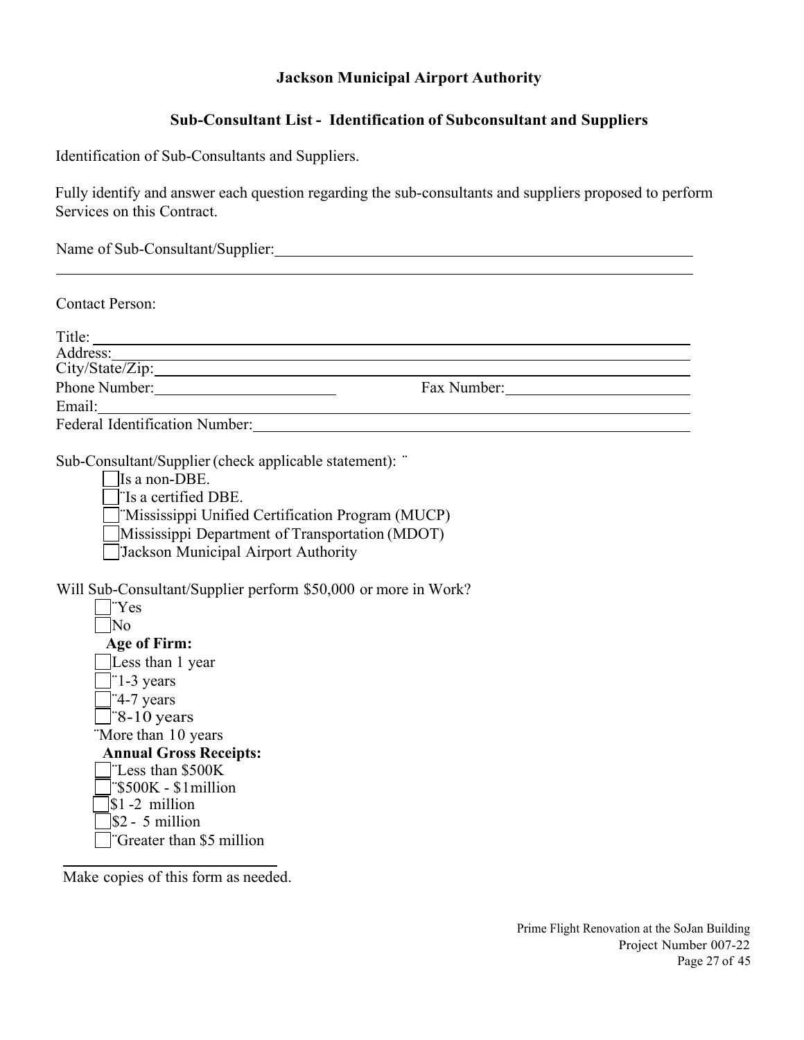## Jackson Municipal Airport Authority

### Sub-Consultant List - Identification of Subconsultant and Suppliers

Identification of Sub-Consultants and Suppliers.

Fully identify and answer each question regarding the sub-consultants and suppliers proposed to perform Services on this Contract.

Name of Sub-Consultant/Supplier: ______________________________________________

______________________________________________________________________

Contact Person:

Title: ________________________________________________________________
Address: ______________________________________________________________
City/State/Zip: _________________________________________________________
Phone Number: ______________________ Fax Number: ______________________
Email: ________________________________________________________________
Federal Identification Number: ___________________________________________

Sub-Consultant/Supplier (check applicable statement): ¨

- ☐ Is a non-DBE.
- ☐ ¨Is a certified DBE.
- ☐ ¨Mississippi Unified Certification Program (MUCP)
- ☐ Mississippi Department of Transportation (MDOT)
- ☐ ¨Jackson Municipal Airport Authority

Will Sub-Consultant/Supplier perform $50,000 or more in Work?

- ☐ ¨Yes
- ☐ No

**Age of Firm:**

- ☐ Less than 1 year
- ☐ ¨1-3 years
- ☐ ¨4-7 years
- ☐ ¨8-10 years
- ¨More than 10 years

**Annual Gross Receipts:**

- ☐ ¨Less than $500K
- ☐ ¨$500K - $1million
- ☐ $1 -2 million
- ☐ $2 - 5 million
- ☐ ¨Greater than $5 million

Make copies of this form as needed.

Prime Flight Renovation at the SoJan Building
Project Number 007-22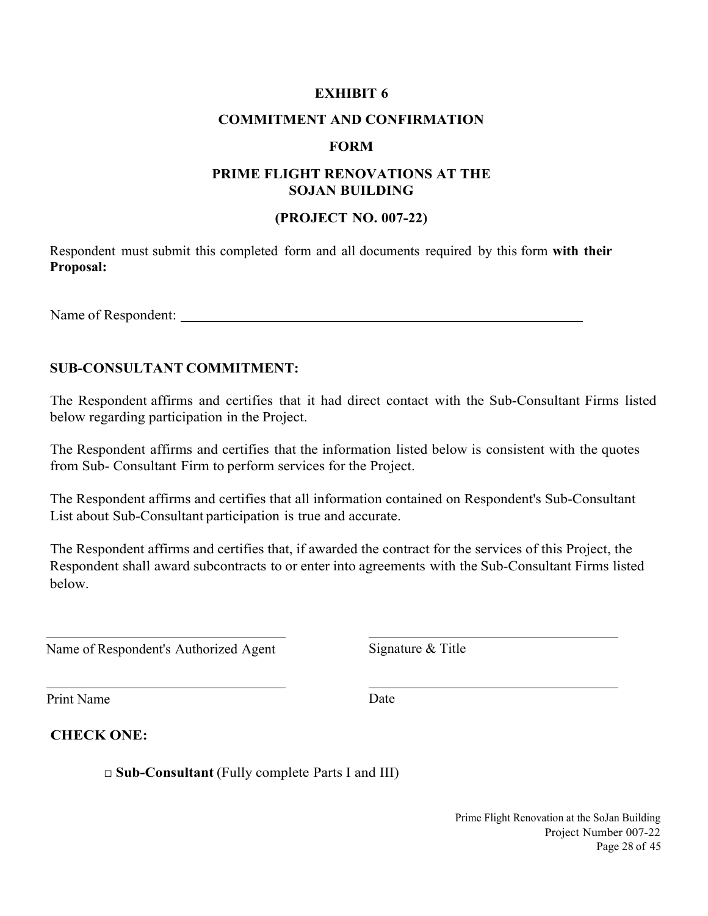**EXHIBIT 6**

**COMMITMENT AND CONFIRMATION**

**FORM**

**PRIME FLIGHT RENOVATIONS AT THE SOJAN BUILDING**

**(PROJECT NO. 007-22)**

Respondent must submit this completed form and all documents required by this form **with their Proposal:**

Name of Respondent: ______________________________________________

**SUB-CONSULTANT COMMITMENT:**

The Respondent affirms and certifies that it had direct contact with the Sub-Consultant Firms listed below regarding participation in the Project.

The Respondent affirms and certifies that the information listed below is consistent with the quotes from Sub- Consultant Firm to perform services for the Project.

The Respondent affirms and certifies that all information contained on Respondent's Sub-Consultant List about Sub-Consultant participation is true and accurate.

The Respondent affirms and certifies that, if awarded the contract for the services of this Project, the Respondent shall award subcontracts to or enter into agreements with the Sub-Consultant Firms listed below.

______________________________ &nbsp;&nbsp;&nbsp;&nbsp; ______________________________
Name of Respondent's Authorized Agent &nbsp;&nbsp;&nbsp;&nbsp; Signature & Title

______________________________ &nbsp;&nbsp;&nbsp;&nbsp; ______________________________
Print Name &nbsp;&nbsp;&nbsp;&nbsp; Date

**CHECK ONE:**

□ **Sub-Consultant** (Fully complete Parts I and III)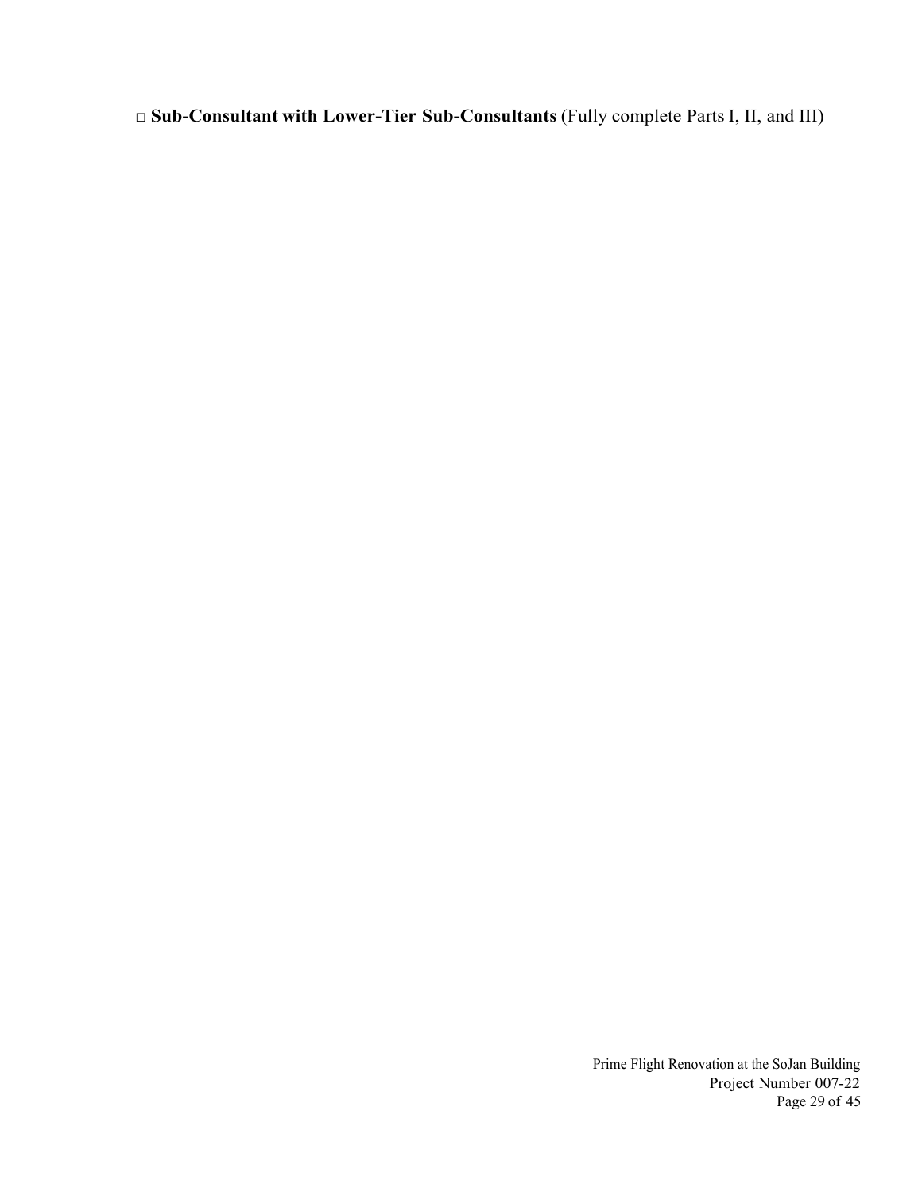□ **Sub-Consultant with Lower-Tier Sub-Consultants** (Fully complete Parts I, II, and III)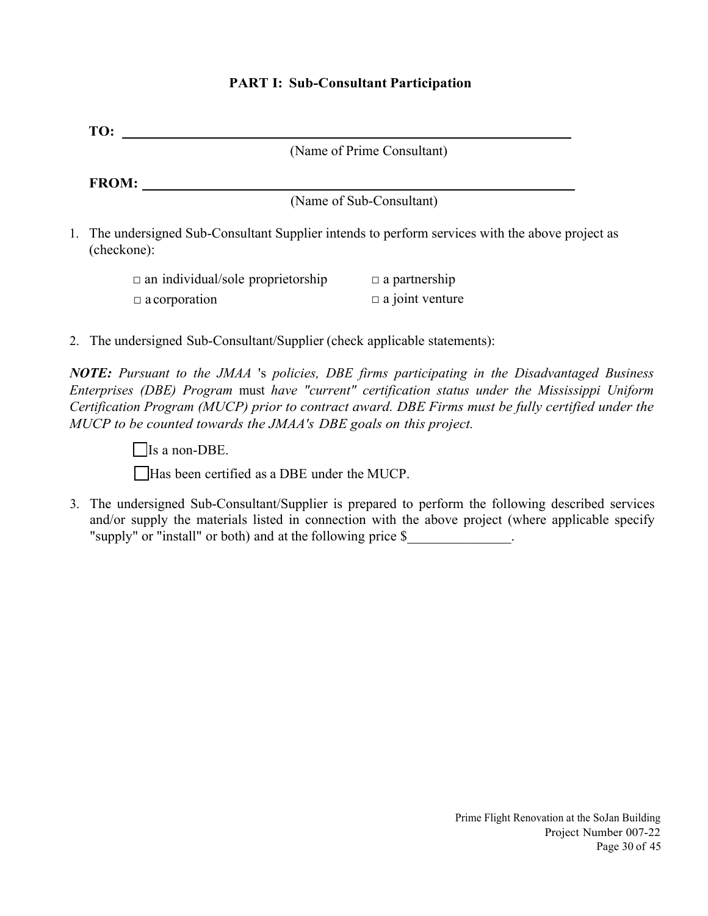### PART I: Sub-Consultant Participation

**TO:** ______________________________________________
(Name of Prime Consultant)

**FROM:** ______________________________________________
(Name of Sub-Consultant)

1. The undersigned Sub-Consultant Supplier intends to perform services with the above project as (checkone):

   □ an individual/sole proprietorship □ a partnership
   □ a corporation □ a joint venture

2. The undersigned Sub-Consultant/Supplier (check applicable statements):

***NOTE:*** *Pursuant to the JMAA* 's *policies, DBE firms participating in the Disadvantaged Business Enterprises (DBE) Program* must *have "current" certification status under the Mississippi Uniform Certification Program (MUCP) prior to contract award. DBE Firms must be fully certified under the MUCP to be counted towards the JMAA's DBE goals on this project.*

   ☐ Is a non-DBE.

   ☐ Has been certified as a DBE under the MUCP.

3. The undersigned Sub-Consultant/Supplier is prepared to perform the following described services and/or supply the materials listed in connection with the above project (where applicable specify "supply" or "install" or both) and at the following price $_______________.

Prime Flight Renovation at the SoJan Building
Project Number 007-22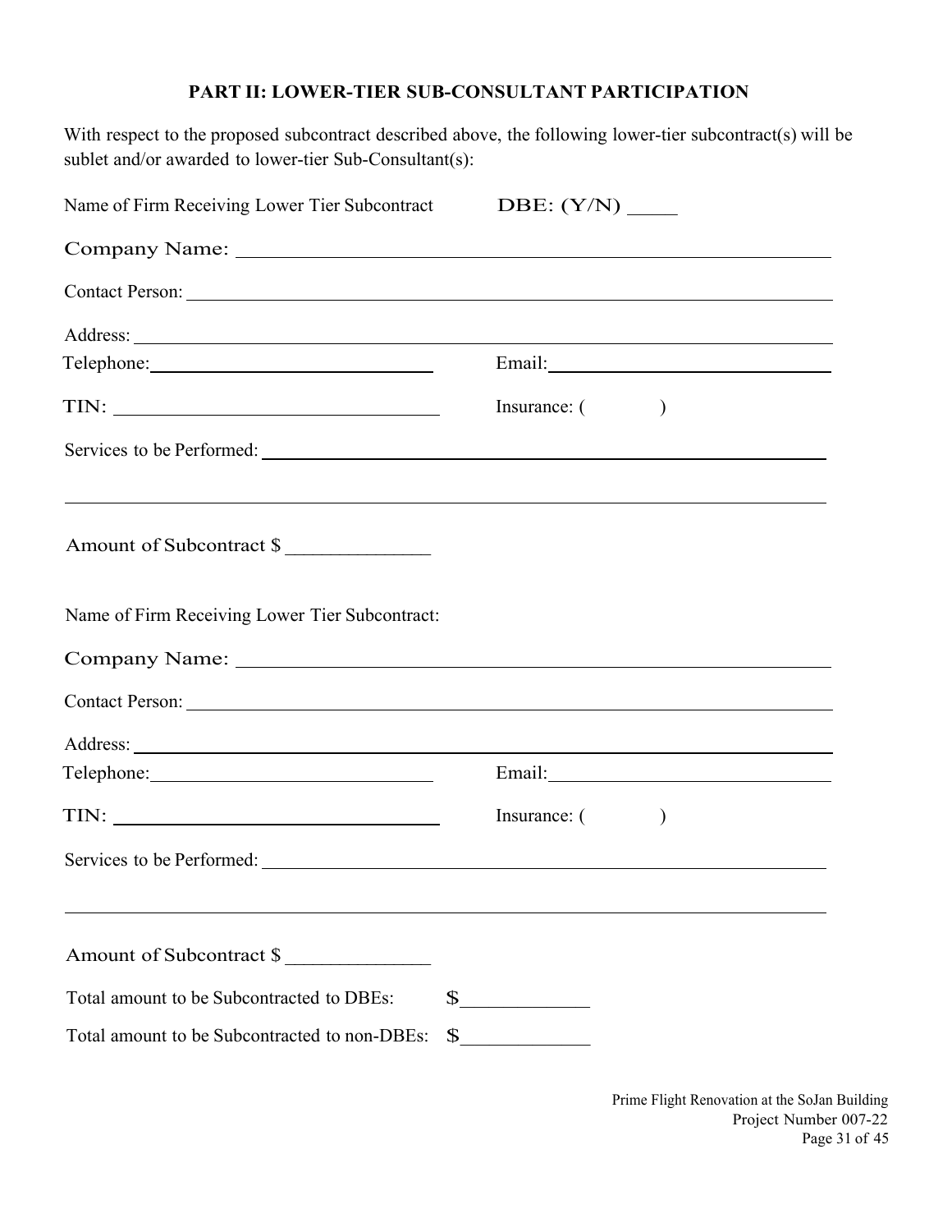## PART II: LOWER-TIER SUB-CONSULTANT PARTICIPATION

With respect to the proposed subcontract described above, the following lower-tier subcontract(s) will be sublet and/or awarded to lower-tier Sub-Consultant(s):

Name of Firm Receiving Lower Tier Subcontract DBE: (Y/N) _____

Company Name: ____________________________________________

Contact Person: ____________________________________________

Address: ____________________________________________

Telephone: ____________________ Email: ____________________

TIN: ____________________ Insurance: (          )

Services to be Performed: ____________________________________________

____________________________________________

Amount of Subcontract $ ______________

Name of Firm Receiving Lower Tier Subcontract:

Company Name: ____________________________________________

Contact Person: ____________________________________________

Address: ____________________________________________

Telephone: ____________________ Email: ____________________

TIN: ____________________ Insurance: (          )

Services to be Performed: ____________________________________________

____________________________________________

Amount of Subcontract $ ______________

Total amount to be Subcontracted to DBEs: $_____________

Total amount to be Subcontracted to non-DBEs: $_____________

Prime Flight Renovation at the SoJan Building
Project Number 007-22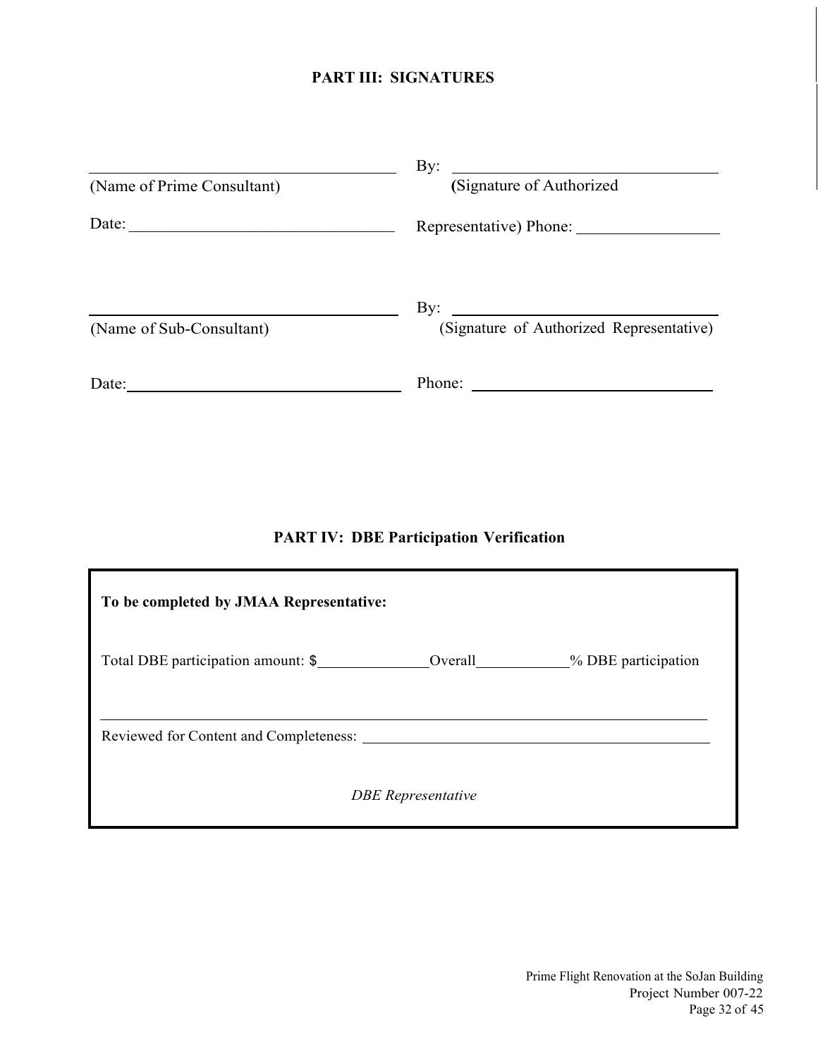## PART III: SIGNATURES

\_\_\_\_\_\_\_\_\_\_\_\_\_\_\_\_\_\_\_\_\_\_\_\_\_\_\_\_\_\_\_\_\_\_ By: \_\_\_\_\_\_\_\_\_\_\_\_\_\_\_\_\_\_\_\_\_\_\_\_\_\_\_\_\_\_
(Name of Prime Consultant) (Signature of Authorized

Date: \_\_\_\_\_\_\_\_\_\_\_\_\_\_\_\_\_\_\_\_\_\_\_\_\_\_\_\_\_\_ Representative) Phone: \_\_\_\_\_\_\_\_\_\_\_\_\_\_\_\_

\_\_\_\_\_\_\_\_\_\_\_\_\_\_\_\_\_\_\_\_\_\_\_\_\_\_\_\_\_\_\_\_\_\_ By: \_\_\_\_\_\_\_\_\_\_\_\_\_\_\_\_\_\_\_\_\_\_\_\_\_\_\_\_\_\_
(Name of Sub-Consultant) (Signature of Authorized Representative)

Date: \_\_\_\_\_\_\_\_\_\_\_\_\_\_\_\_\_\_\_\_\_\_\_\_\_\_\_\_\_\_ Phone: \_\_\_\_\_\_\_\_\_\_\_\_\_\_\_\_\_\_\_\_\_\_\_\_\_\_\_\_

## PART IV: DBE Participation Verification

**To be completed by JMAA Representative:**

Total DBE participation amount: $\_\_\_\_\_\_\_\_\_\_\_\_\_\_Overall\_\_\_\_\_\_\_\_\_\_\_\_% DBE participation

\_\_\_\_\_\_\_\_\_\_\_\_\_\_\_\_\_\_\_\_\_\_\_\_\_\_\_\_\_\_\_\_\_\_\_\_\_\_\_\_\_\_\_\_\_\_\_\_\_\_\_\_\_\_\_\_\_\_\_\_\_\_\_\_\_\_\_\_\_\_\_\_

Reviewed for Content and Completeness: \_\_\_\_\_\_\_\_\_\_\_\_\_\_\_\_\_\_\_\_\_\_\_\_\_\_\_\_\_\_\_\_\_\_\_\_\_\_\_\_

*DBE Representative*

Prime Flight Renovation at the SoJan Building
Project Number 007-22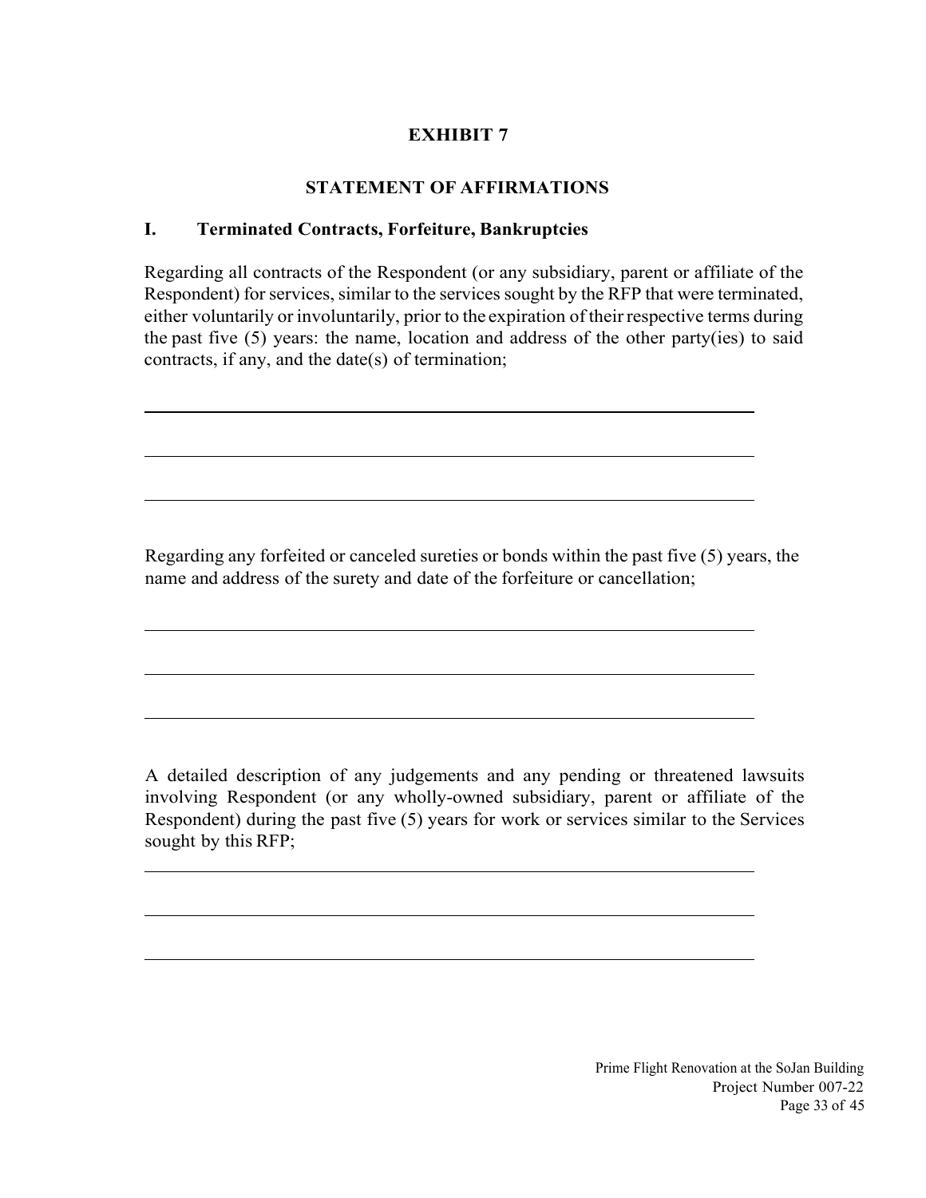# EXHIBIT 7

## STATEMENT OF AFFIRMATIONS

### I. Terminated Contracts, Forfeiture, Bankruptcies

Regarding all contracts of the Respondent (or any subsidiary, parent or affiliate of the Respondent) for services, similar to the services sought by the RFP that were terminated, either voluntarily or involuntarily, prior to the expiration of their respective terms during the past five (5) years: the name, location and address of the other party(ies) to said contracts, if any, and the date(s) of termination;

______________________________________________________________

______________________________________________________________

______________________________________________________________

Regarding any forfeited or canceled sureties or bonds within the past five (5) years, the name and address of the surety and date of the forfeiture or cancellation;

______________________________________________________________

______________________________________________________________

______________________________________________________________

A detailed description of any judgements and any pending or threatened lawsuits involving Respondent (or any wholly-owned subsidiary, parent or affiliate of the Respondent) during the past five (5) years for work or services similar to the Services sought by this RFP;

______________________________________________________________

______________________________________________________________

______________________________________________________________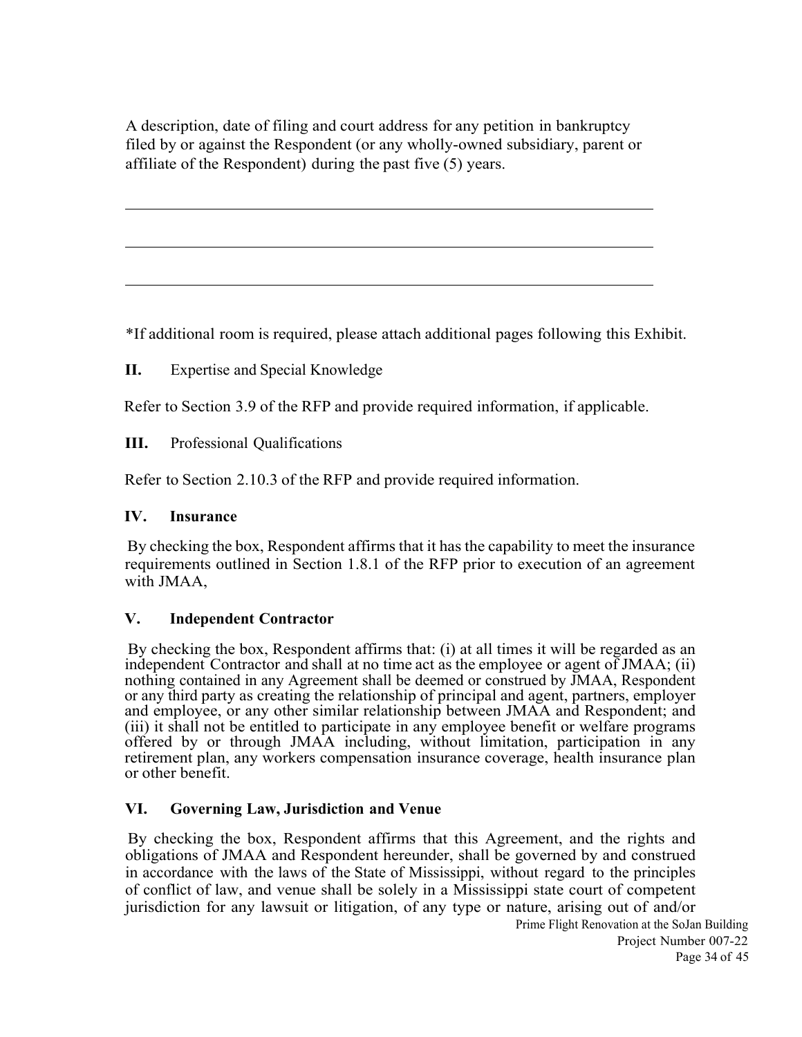A description, date of filing and court address for any petition in bankruptcy filed by or against the Respondent (or any wholly-owned subsidiary, parent or affiliate of the Respondent) during the past five (5) years.

\_\_\_\_\_\_\_\_\_\_\_\_\_\_\_\_\_\_\_\_\_\_\_\_\_\_\_\_\_\_\_\_\_\_\_\_\_\_\_\_\_\_\_\_\_\_\_\_\_\_\_\_\_\_\_\_\_\_\_\_\_\_\_\_

\_\_\_\_\_\_\_\_\_\_\_\_\_\_\_\_\_\_\_\_\_\_\_\_\_\_\_\_\_\_\_\_\_\_\_\_\_\_\_\_\_\_\_\_\_\_\_\_\_\_\_\_\_\_\_\_\_\_\_\_\_\_\_\_

\_\_\_\_\_\_\_\_\_\_\_\_\_\_\_\_\_\_\_\_\_\_\_\_\_\_\_\_\_\_\_\_\_\_\_\_\_\_\_\_\_\_\_\_\_\_\_\_\_\_\_\_\_\_\_\_\_\_\_\_\_\_\_\_

*If additional room is required, please attach additional pages following this Exhibit.

**II.** Expertise and Special Knowledge

Refer to Section 3.9 of the RFP and provide required information, if applicable.

**III.** Professional Qualifications

Refer to Section 2.10.3 of the RFP and provide required information.

**IV. Insurance**

By checking the box, Respondent affirms that it has the capability to meet the insurance requirements outlined in Section 1.8.1 of the RFP prior to execution of an agreement with JMAA,

**V. Independent Contractor**

By checking the box, Respondent affirms that: (i) at all times it will be regarded as an independent Contractor and shall at no time act as the employee or agent of JMAA; (ii) nothing contained in any Agreement shall be deemed or construed by JMAA, Respondent or any third party as creating the relationship of principal and agent, partners, employer and employee, or any other similar relationship between JMAA and Respondent; and (iii) it shall not be entitled to participate in any employee benefit or welfare programs offered by or through JMAA including, without limitation, participation in any retirement plan, any workers compensation insurance coverage, health insurance plan or other benefit.

**VI. Governing Law, Jurisdiction and Venue**

By checking the box, Respondent affirms that this Agreement, and the rights and obligations of JMAA and Respondent hereunder, shall be governed by and construed in accordance with the laws of the State of Mississippi, without regard to the principles of conflict of law, and venue shall be solely in a Mississippi state court of competent jurisdiction for any lawsuit or litigation, of any type or nature, arising out of and/or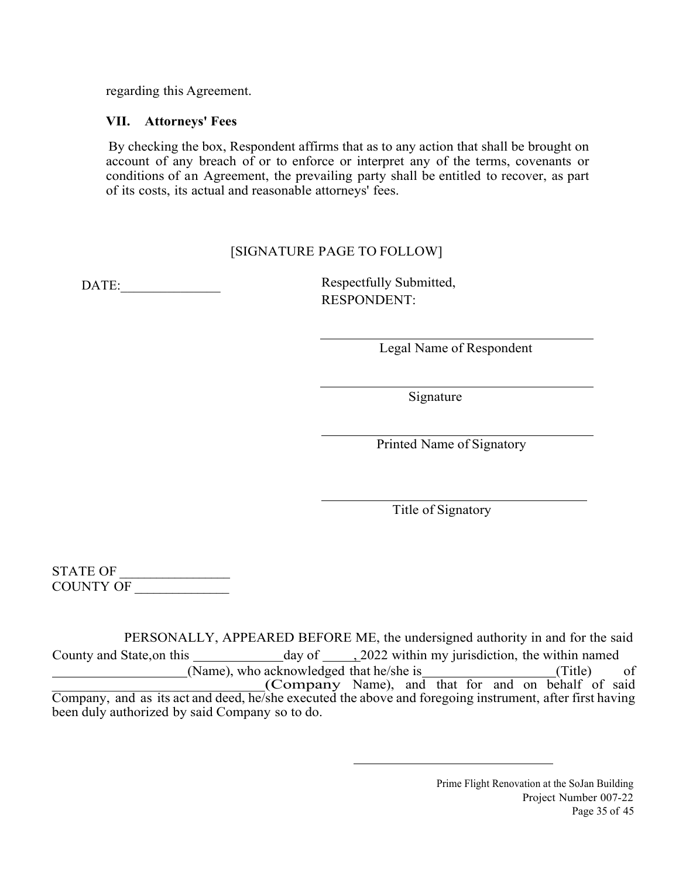regarding this Agreement.

### VII. Attorneys' Fees

By checking the box, Respondent affirms that as to any action that shall be brought on account of any breach of or to enforce or interpret any of the terms, covenants or conditions of an Agreement, the prevailing party shall be entitled to recover, as part of its costs, its actual and reasonable attorneys' fees.

[SIGNATURE PAGE TO FOLLOW]

DATE:______________

Respectfully Submitted,
RESPONDENT:

______________________________
Legal Name of Respondent

______________________________
Signature

______________________________
Printed Name of Signatory

______________________________
Title of Signatory

STATE OF _______________
COUNTY OF _____________

PERSONALLY, APPEARED BEFORE ME, the undersigned authority in and for the said County and State,on this _____________day of _____, 2022 within my jurisdiction, the within named ___________________(Name), who acknowledged that he/she is__________________(Title) of ______________________________(Company Name), and that for and on behalf of said Company, and as its act and deed, he/she executed the above and foregoing instrument, after first having been duly authorized by said Company so to do.

______________________________

Prime Flight Renovation at the SoJan Building
Project Number 007-22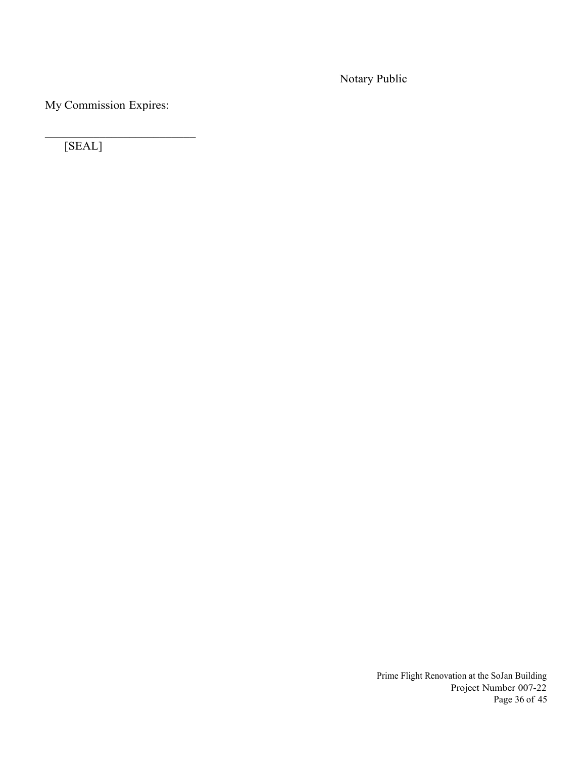Notary Public

My Commission Expires:

\_\_\_\_\_\_\_\_\_\_\_\_\_\_\_\_\_\_\_\_\_\_\_\_\_\_

[SEAL]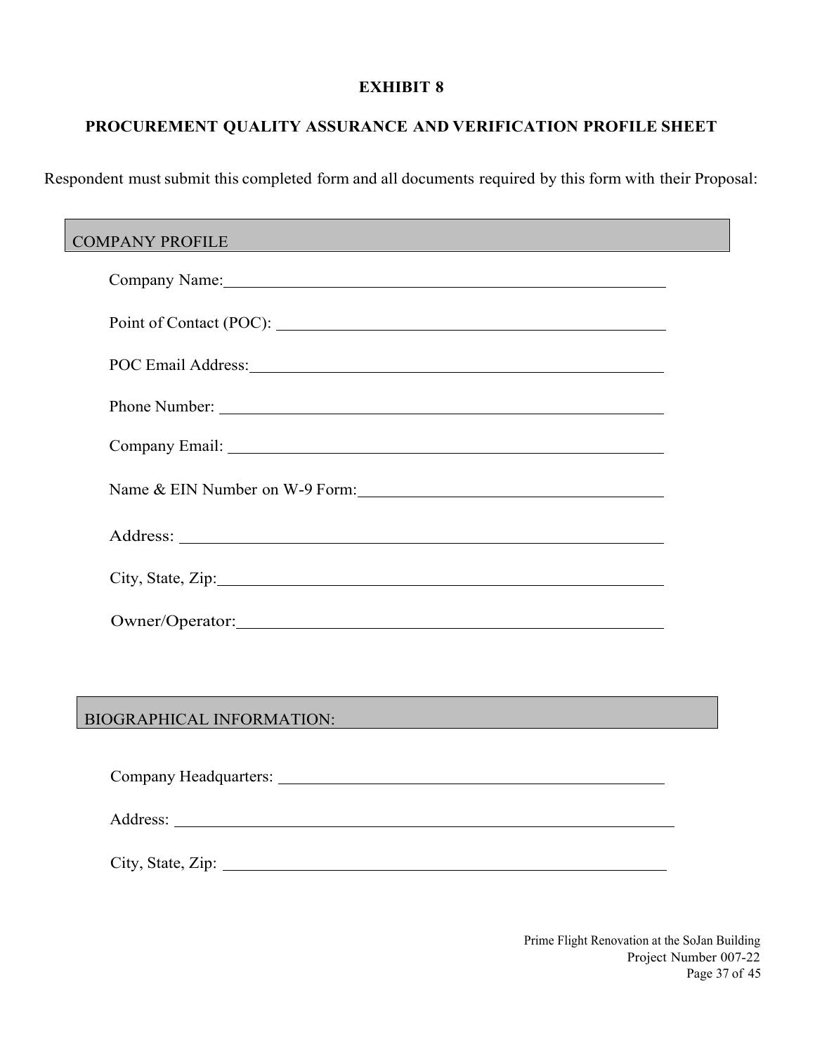# EXHIBIT 8

## PROCUREMENT QUALITY ASSURANCE AND VERIFICATION PROFILE SHEET

Respondent must submit this completed form and all documents required by this form with their Proposal:

### COMPANY PROFILE

Company Name: ______________________________________________

Point of Contact (POC): ______________________________________

POC Email Address: __________________________________________

Phone Number: ______________________________________________

Company Email: _____________________________________________

Name & EIN Number on W-9 Form: _____________________________

Address: ___________________________________________________

City, State, Zip: ____________________________________________

Owner/Operator: ____________________________________________

### BIOGRAPHICAL INFORMATION:

Company Headquarters: _______________________________________

Address: ___________________________________________________

City, State, Zip: ____________________________________________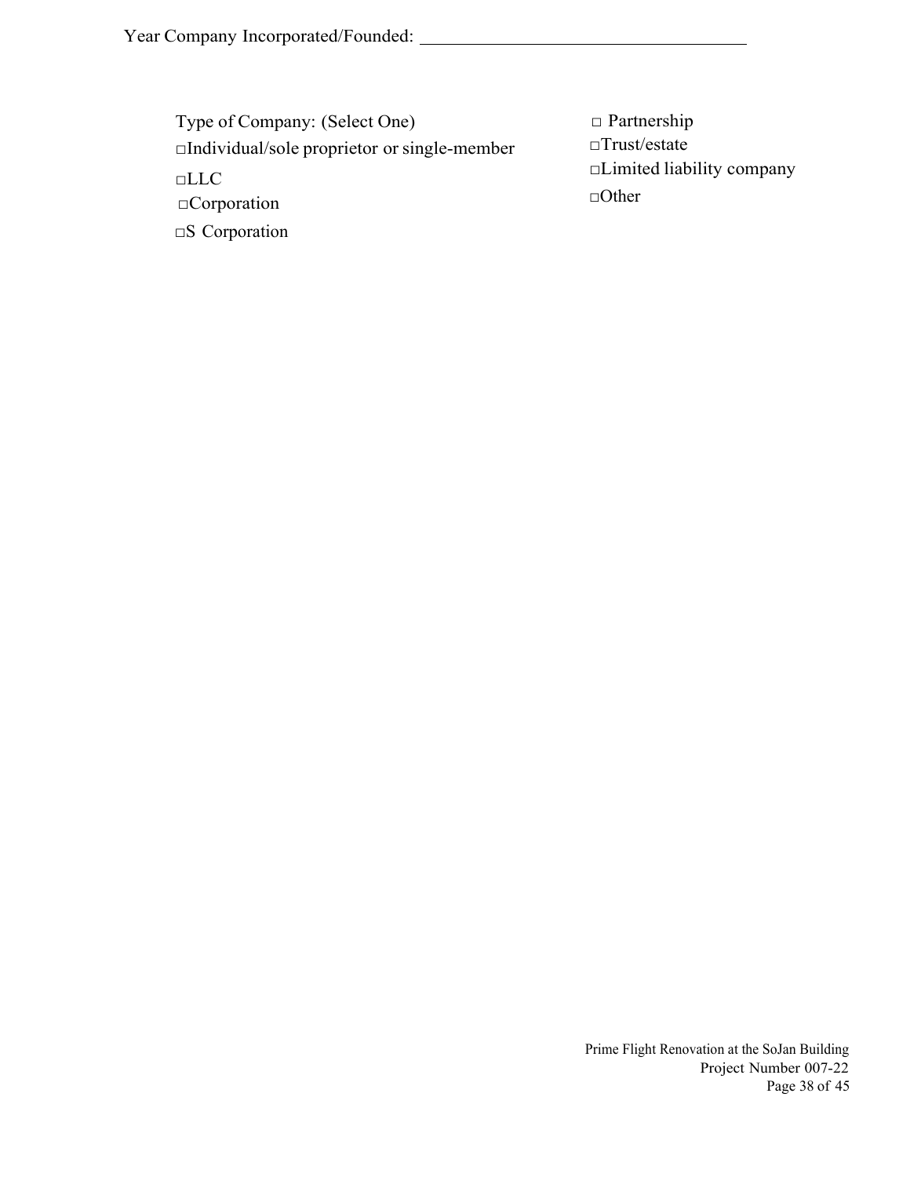Year Company Incorporated/Founded: ____________________________

Type of Company: (Select One)

□Individual/sole proprietor or single-member

□LLC

□Corporation

□S Corporation

□ Partnership

□Trust/estate

□Limited liability company

□Other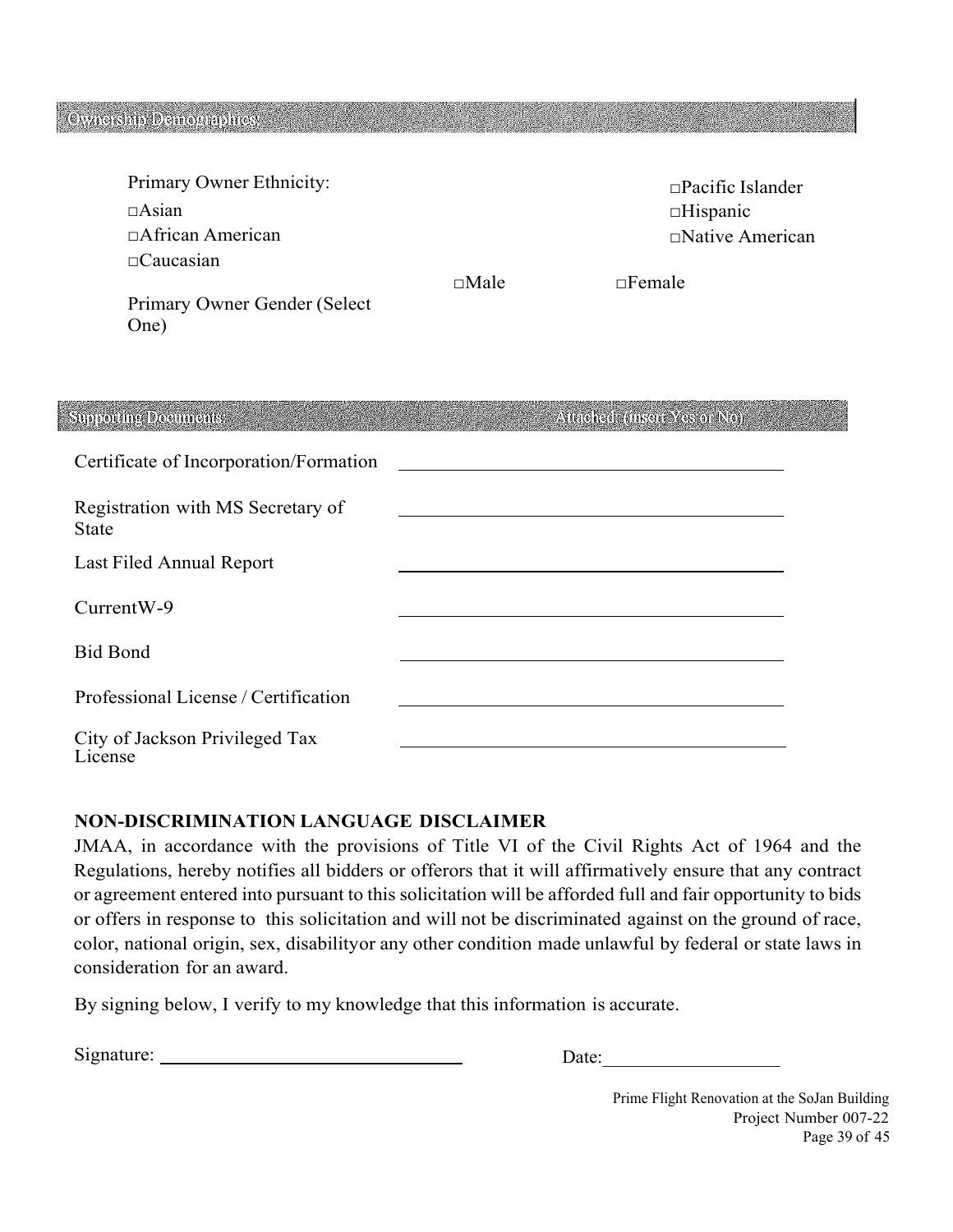## Ownership Demographics:

Primary Owner Ethnicity:

- □Asian
- □African American
- □Caucasian
- □Pacific Islander
- □Hispanic
- □Native American

Primary Owner Gender (Select One)

□Male □Female

## Supporting Documents:

| Supporting Documents: | Attached: (Insert Yes or No) |
| --- | --- |
| Certificate of Incorporation/Formation | |
| Registration with MS Secretary of State | |
| Last Filed Annual Report | |
| CurrentW-9 | |
| Bid Bond | |
| Professional License / Certification | |
| City of Jackson Privileged Tax License | |

**NON-DISCRIMINATION LANGUAGE DISCLAIMER**

JMAA, in accordance with the provisions of Title VI of the Civil Rights Act of 1964 and the Regulations, hereby notifies all bidders or offerors that it will affirmatively ensure that any contract or agreement entered into pursuant to this solicitation will be afforded full and fair opportunity to bids or offers in response to this solicitation and will not be discriminated against on the ground of race, color, national origin, sex, disabilityor any other condition made unlawful by federal or state laws in consideration for an award.

By signing below, I verify to my knowledge that this information is accurate.

Signature: ________________________________ Date:___________________

Prime Flight Renovation at the SoJan Building
Project Number 007-22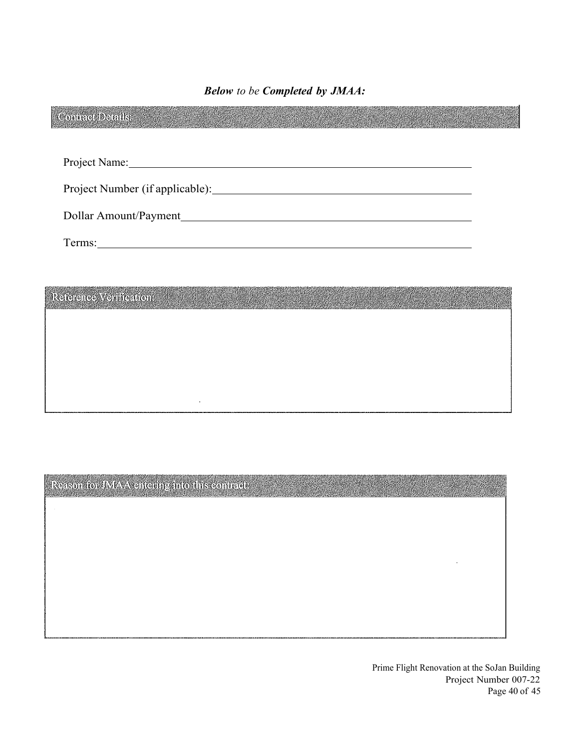***Below** to be **Completed by JMAA:***

## Contract Details:

Project Name: ______________________________________________

Project Number (if applicable): ______________________________

Dollar Amount/Payment ______________________________________

Terms: _____________________________________________________

## Reference Verification:

## Reason for JMAA entering into this contract: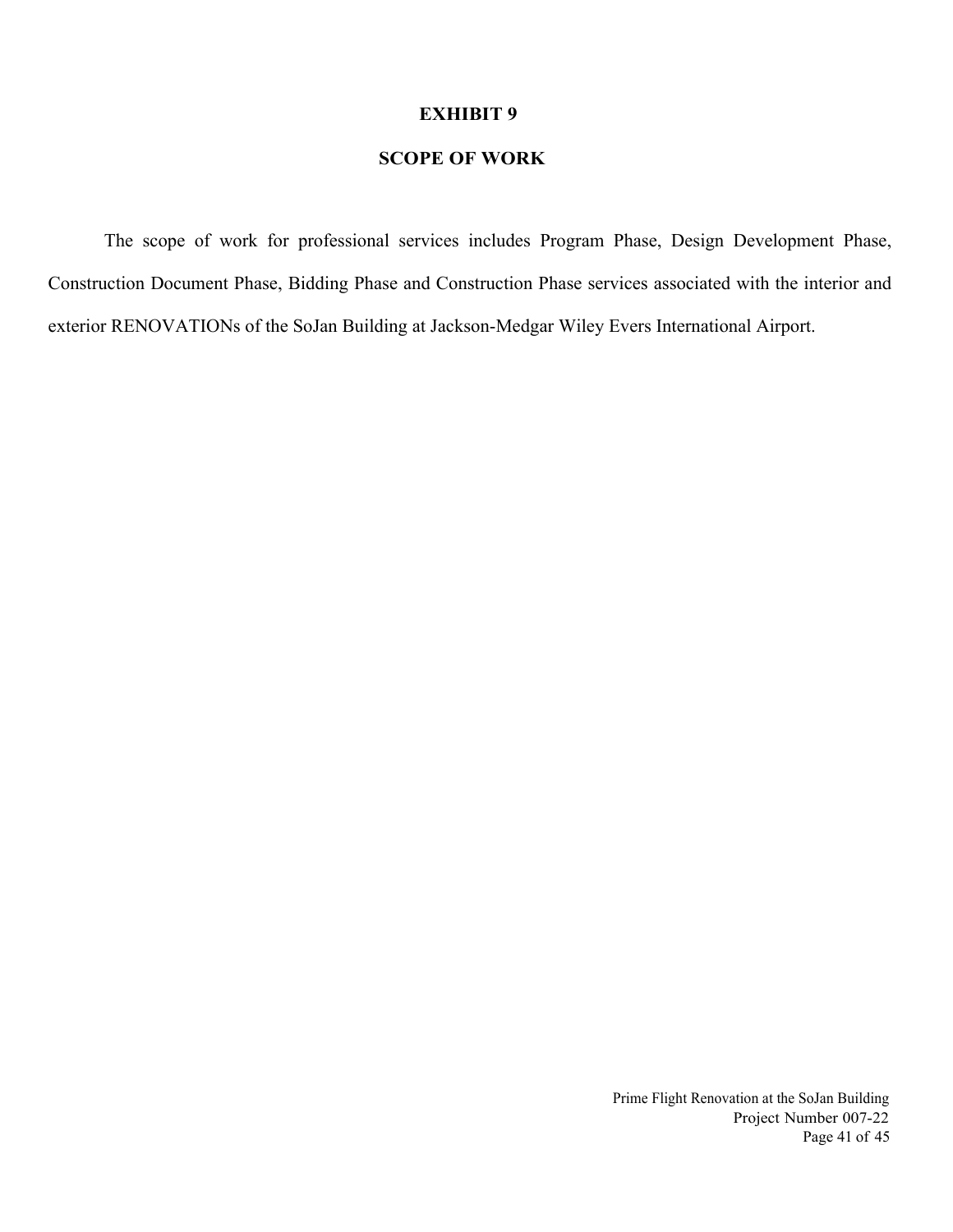# EXHIBIT 9

## SCOPE OF WORK

The scope of work for professional services includes Program Phase, Design Development Phase, Construction Document Phase, Bidding Phase and Construction Phase services associated with the interior and exterior RENOVATIONs of the SoJan Building at Jackson-Medgar Wiley Evers International Airport.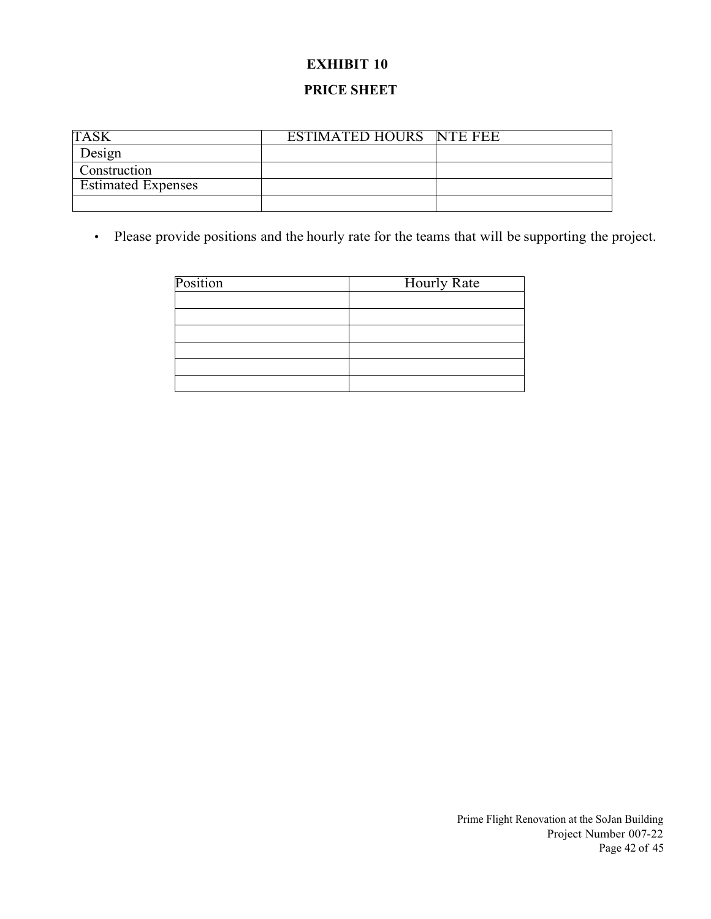# EXHIBIT 10

## PRICE SHEET

| TASK | ESTIMATED HOURS | NTE FEE |
|---|---|---|
| Design | | |
| Construction | | |
| Estimated Expenses | | |
| | | |

- Please provide positions and the hourly rate for the teams that will be supporting the project.

| Position | Hourly Rate |
|---|---|
| | |
| | |
| | |
| | |
| | |
| | |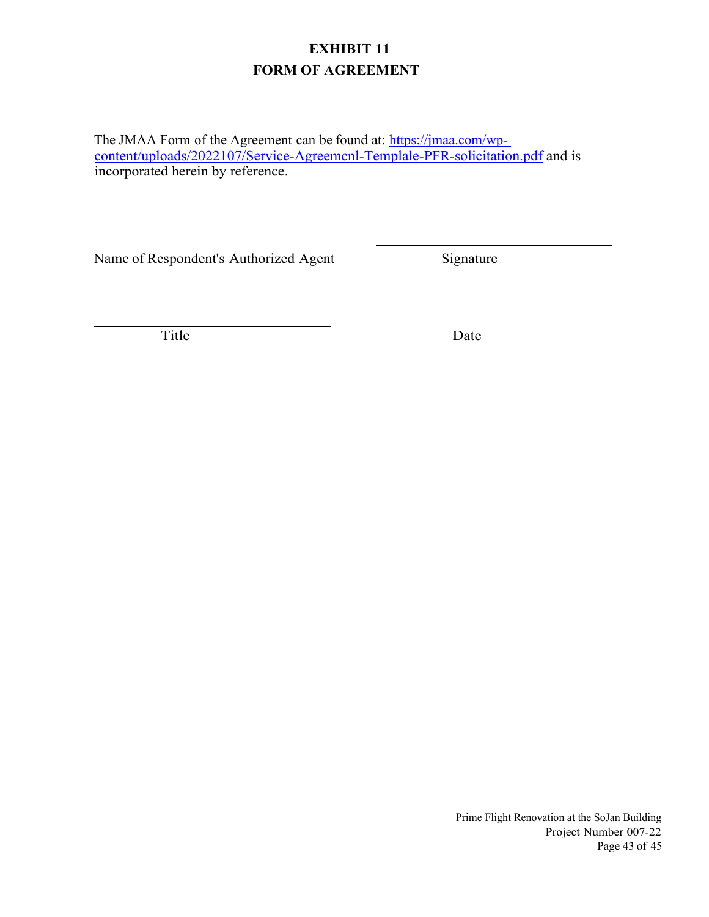# EXHIBIT 11

## FORM OF AGREEMENT

The JMAA Form of the Agreement can be found at: [https://jmaa.com/wp-content/uploads/2022107/Service-Agreemcnl-Templale-PFR-solicitation.pdf](https://jmaa.com/wp-content/uploads/2022107/Service-Agreemcnl-Templale-PFR-solicitation.pdf) and is incorporated herein by reference.

| ______________________________ | ______________________________ |
|---|---|
| Name of Respondent's Authorized Agent | Signature |
| ______________________________ | ______________________________ |
| Title | Date |

Prime Flight Renovation at the SoJan Building
Project Number 007-22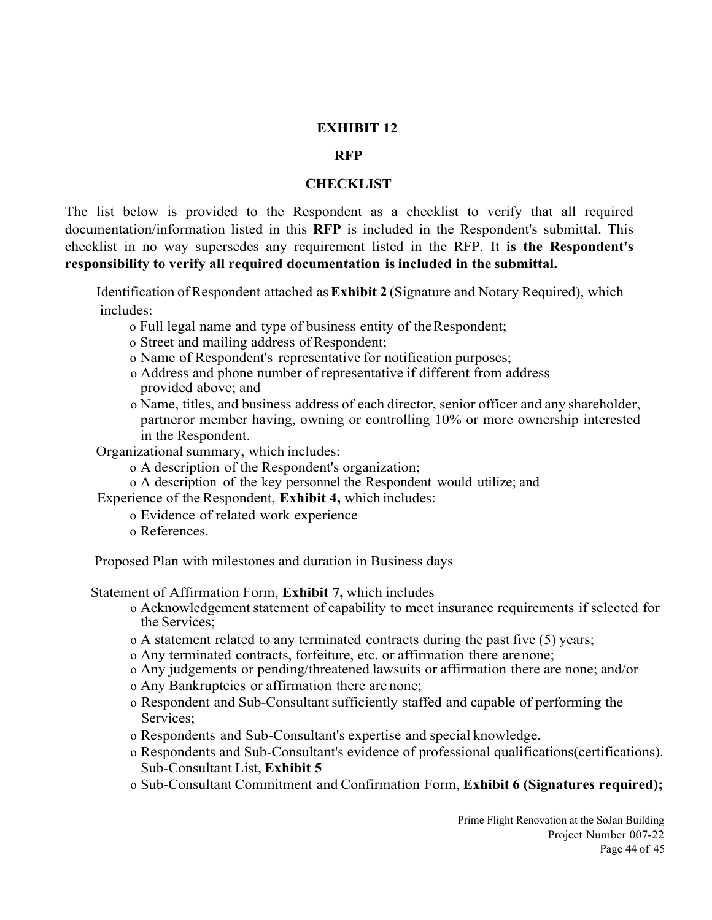**EXHIBIT 12**

**RFP**

**CHECKLIST**

The list below is provided to the Respondent as a checklist to verify that all required documentation/information listed in this **RFP** is included in the Respondent's submittal. This checklist in no way supersedes any requirement listed in the RFP. It **is the Respondent's responsibility to verify all required documentation is included in the submittal.**

Identification of Respondent attached as **Exhibit 2** (Signature and Notary Required), which includes:

- o Full legal name and type of business entity of the Respondent;
- o Street and mailing address of Respondent;
- o Name of Respondent's representative for notification purposes;
- o Address and phone number of representative if different from address provided above; and
- o Name, titles, and business address of each director, senior officer and any shareholder, partneror member having, owning or controlling 10% or more ownership interested in the Respondent.

Organizational summary, which includes:

- o A description of the Respondent's organization;
- o A description of the key personnel the Respondent would utilize; and

Experience of the Respondent, **Exhibit 4,** which includes:

- o Evidence of related work experience
- o References.

Proposed Plan with milestones and duration in Business days

Statement of Affirmation Form, **Exhibit 7,** which includes

- o Acknowledgement statement of capability to meet insurance requirements if selected for the Services;
- o A statement related to any terminated contracts during the past five (5) years;
- o Any terminated contracts, forfeiture, etc. or affirmation there arenone;
- o Any judgements or pending/threatened lawsuits or affirmation there are none; and/or
- o Any Bankruptcies or affirmation there are none;
- o Respondent and Sub-Consultant sufficiently staffed and capable of performing the Services;
- o Respondents and Sub-Consultant's expertise and special knowledge.
- o Respondents and Sub-Consultant's evidence of professional qualifications(certifications). Sub-Consultant List, **Exhibit 5**
- o Sub-Consultant Commitment and Confirmation Form, **Exhibit 6 (Signatures required);**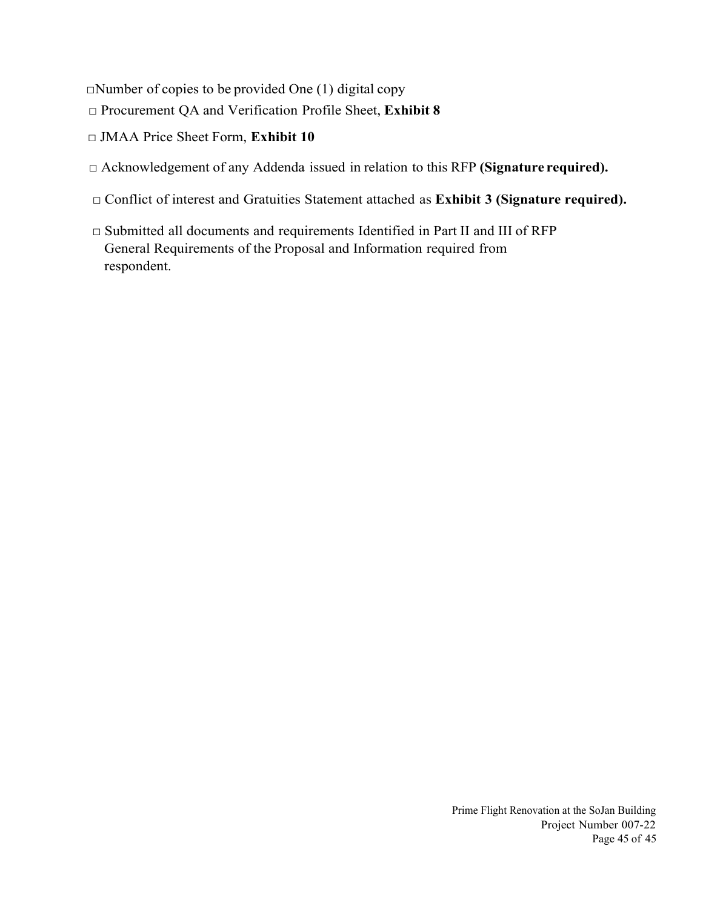□ Number of copies to be provided One (1) digital copy

□ Procurement QA and Verification Profile Sheet, **Exhibit 8**

□ JMAA Price Sheet Form, **Exhibit 10**

□ Acknowledgement of any Addenda issued in relation to this RFP **(Signature required).**

□ Conflict of interest and Gratuities Statement attached as **Exhibit 3 (Signature required).**

□ Submitted all documents and requirements Identified in Part II and III of RFP General Requirements of the Proposal and Information required from respondent.